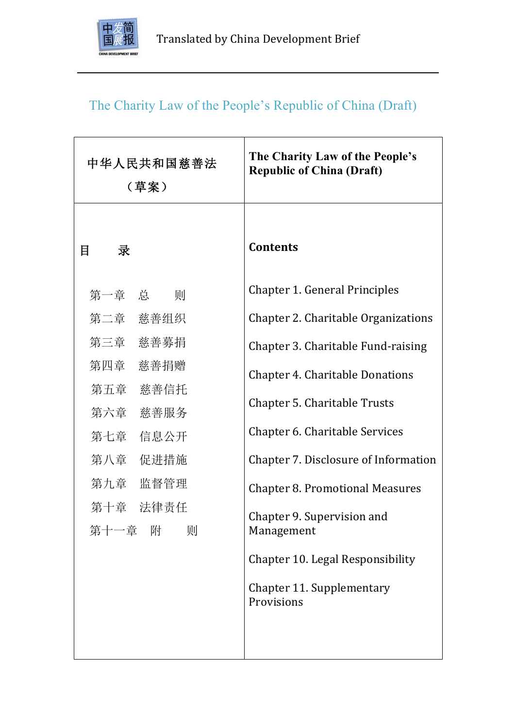Translated by China Development Brief

# The Charity Law of the People's Republic of China (Draft)

| 中华人民共和国慈善法（草案） | **The Charity Law of the People's Republic of China (Draft)** |
|---|---|
| **目　　录** | **Contents** |
| 第一章　总　　则 | Chapter 1. General Principles |
| 第二章　慈善组织 | Chapter 2. Charitable Organizations |
| 第三章　慈善募捐 | Chapter 3. Charitable Fund-raising |
| 第四章　慈善捐赠 | Chapter 4. Charitable Donations |
| 第五章　慈善信托 | Chapter 5. Charitable Trusts |
| 第六章　慈善服务 | Chapter 6. Charitable Services |
| 第七章　信息公开 | Chapter 7. Disclosure of Information |
| 第八章　促进措施 | Chapter 8. Promotional Measures |
| 第九章　监督管理 | Chapter 9. Supervision and Management |
| 第十章　法律责任 | Chapter 10. Legal Responsibility |
| 第十一章　附　　则 | Chapter 11. Supplementary Provisions |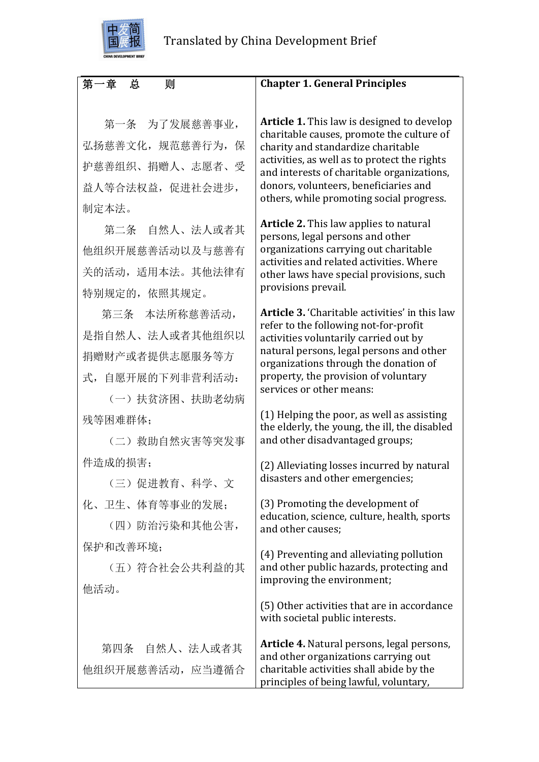| 第一章　总　　则 | **Chapter 1. General Principles** |
|---|---|
| 第一条　为了发展慈善事业，弘扬慈善文化，规范慈善行为，保护慈善组织、捐赠人、志愿者、受益人等合法权益，促进社会进步，制定本法。 | **Article 1.** This law is designed to develop charitable causes, promote the culture of charity and standardize charitable activities, as well as to protect the rights and interests of charitable organizations, donors, volunteers, beneficiaries and others, while promoting social progress. |
| 第二条　自然人、法人或者其他组织开展慈善活动以及与慈善有关的活动，适用本法。其他法律有特别规定的，依照其规定。 | **Article 2.** This law applies to natural persons, legal persons and other organizations carrying out charitable activities and related activities. Where other laws have special provisions, such provisions prevail. |
| 第三条　本法所称慈善活动，是指自然人、法人或者其他组织以捐赠财产或者提供志愿服务等方式，自愿开展的下列非营利活动： | **Article 3.** 'Charitable activities' in this law refer to the following not-for-profit activities voluntarily carried out by natural persons, legal persons and other organizations through the donation of property, the provision of voluntary services or other means: |
| （一）扶贫济困、扶助老幼病残等困难群体； | (1) Helping the poor, as well as assisting the elderly, the young, the ill, the disabled and other disadvantaged groups; |
| （二）救助自然灾害等突发事件造成的损害； | (2) Alleviating losses incurred by natural disasters and other emergencies; |
| （三）促进教育、科学、文化、卫生、体育等事业的发展； | (3) Promoting the development of education, science, culture, health, sports and other causes; |
| （四）防治污染和其他公害，保护和改善环境； | (4) Preventing and alleviating pollution and other public hazards, protecting and improving the environment; |
| （五）符合社会公共利益的其他活动。 | (5) Other activities that are in accordance with societal public interests. |
| 第四条　自然人、法人或者其他组织开展慈善活动，应当遵循合 | **Article 4.** Natural persons, legal persons, and other organizations carrying out charitable activities shall abide by the principles of being lawful, voluntary, |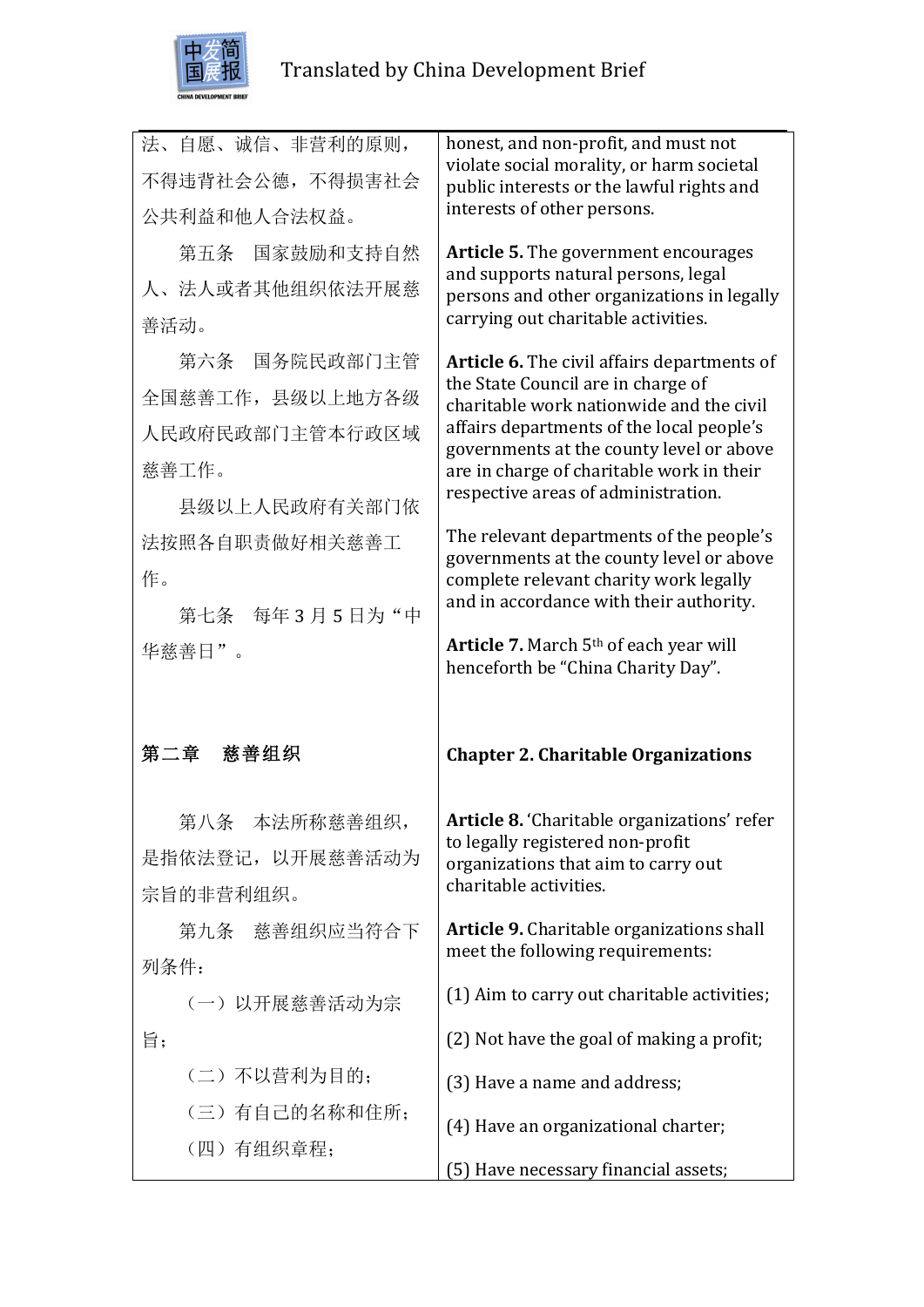| | |
|---|---|
| 法、自愿、诚信、非营利的原则，不得违背社会公德，不得损害社会公共利益和他人合法权益。 | honest, and non-profit, and must not violate social morality, or harm societal public interests or the lawful rights and interests of other persons. |
| 第五条　国家鼓励和支持自然人、法人或者其他组织依法开展慈善活动。 | **Article 5.** The government encourages and supports natural persons, legal persons and other organizations in legally carrying out charitable activities. |
| 第六条　国务院民政部门主管全国慈善工作，县级以上地方各级人民政府民政部门主管本行政区域慈善工作。 | **Article 6.** The civil affairs departments of the State Council are in charge of charitable work nationwide and the civil affairs departments of the local people's governments at the county level or above are in charge of charitable work in their respective areas of administration. |
| 县级以上人民政府有关部门依法按照各自职责做好相关慈善工作。 | The relevant departments of the people's governments at the county level or above complete relevant charity work legally and in accordance with their authority. |
| 第七条　每年 3 月 5 日为“中华慈善日”。 | **Article 7.** March 5th of each year will henceforth be “China Charity Day”. |
| **第二章　慈善组织** | **Chapter 2. Charitable Organizations** |
| 第八条　本法所称慈善组织，是指依法登记，以开展慈善活动为宗旨的非营利组织。 | **Article 8.** ‘Charitable organizations' refer to legally registered non-profit organizations that aim to carry out charitable activities. |
| 第九条　慈善组织应当符合下列条件： | **Article 9.** Charitable organizations shall meet the following requirements: |
| （一）以开展慈善活动为宗旨； | (1) Aim to carry out charitable activities; |
| （二）不以营利为目的； | (2) Not have the goal of making a profit; |
| （三）有自己的名称和住所； | (3) Have a name and address; |
| （四）有组织章程； | (4) Have an organizational charter; |
| | (5) Have necessary financial assets; |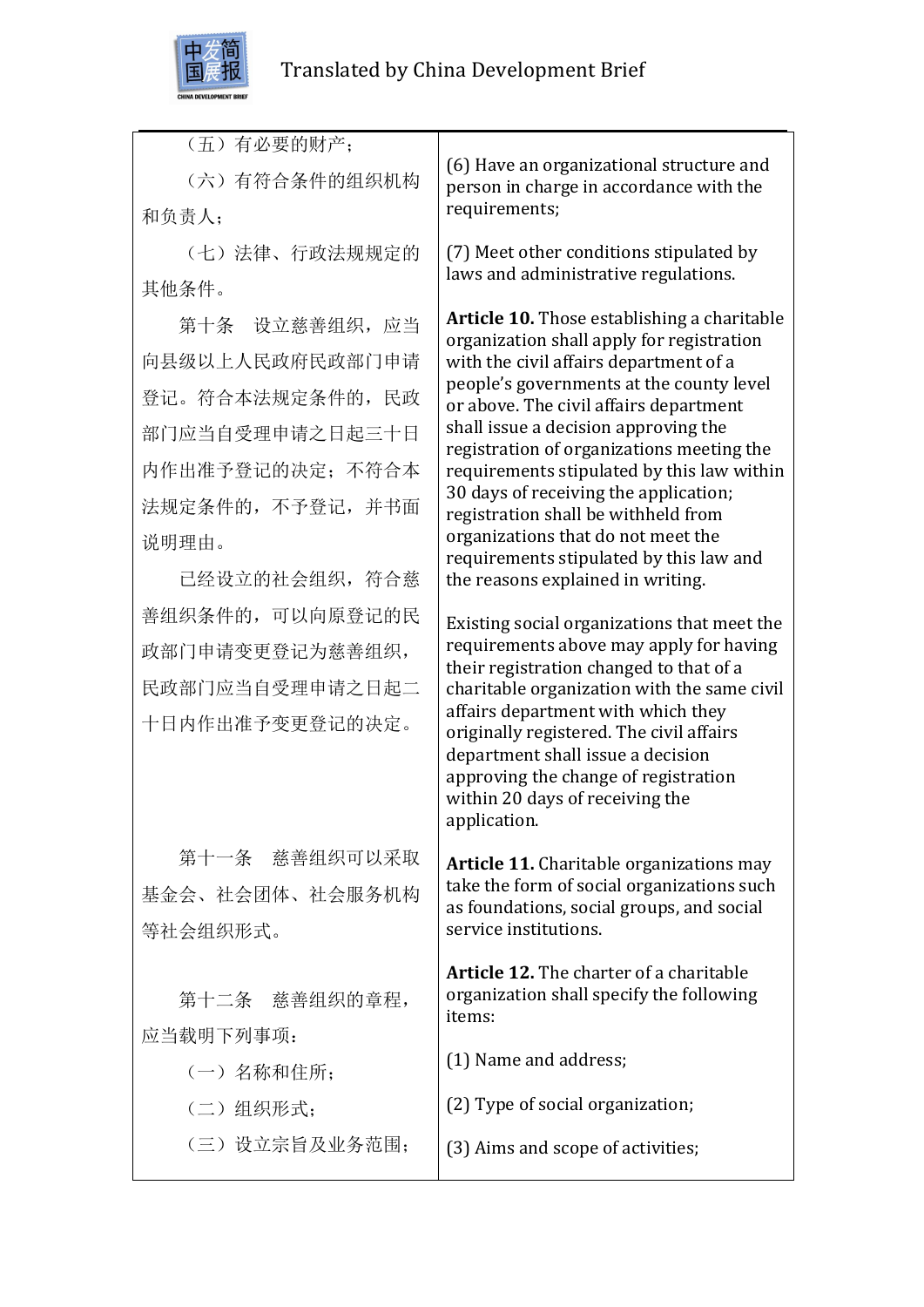| | |
|---|---|
| （五）有必要的财产； | |
| （六）有符合条件的组织机构和负责人； | (6) Have an organizational structure and person in charge in accordance with the requirements; |
| （七）法律、行政法规规定的其他条件。 | (7) Meet other conditions stipulated by laws and administrative regulations. |
| 第十条　设立慈善组织，应当向县级以上人民政府民政部门申请登记。符合本法规定条件的，民政部门应当自受理申请之日起三十日内作出准予登记的决定；不符合本法规定条件的，不予登记，并书面说明理由。 | **Article 10.** Those establishing a charitable organization shall apply for registration with the civil affairs department of a people's governments at the county level or above. The civil affairs department shall issue a decision approving the registration of organizations meeting the requirements stipulated by this law within 30 days of receiving the application; registration shall be withheld from organizations that do not meet the requirements stipulated by this law and the reasons explained in writing. |
| 已经设立的社会组织，符合慈善组织条件的，可以向原登记的民政部门申请变更登记为慈善组织，民政部门应当自受理申请之日起二十日内作出准予变更登记的决定。 | Existing social organizations that meet the requirements above may apply for having their registration changed to that of a charitable organization with the same civil affairs department with which they originally registered. The civil affairs department shall issue a decision approving the change of registration within 20 days of receiving the application. |
| 第十一条　慈善组织可以采取基金会、社会团体、社会服务机构等社会组织形式。 | **Article 11.** Charitable organizations may take the form of social organizations such as foundations, social groups, and social service institutions. |
| 第十二条　慈善组织的章程，应当载明下列事项： | **Article 12.** The charter of a charitable organization shall specify the following items: |
| （一）名称和住所； | (1) Name and address; |
| （二）组织形式； | (2) Type of social organization; |
| （三）设立宗旨及业务范围； | (3) Aims and scope of activities; |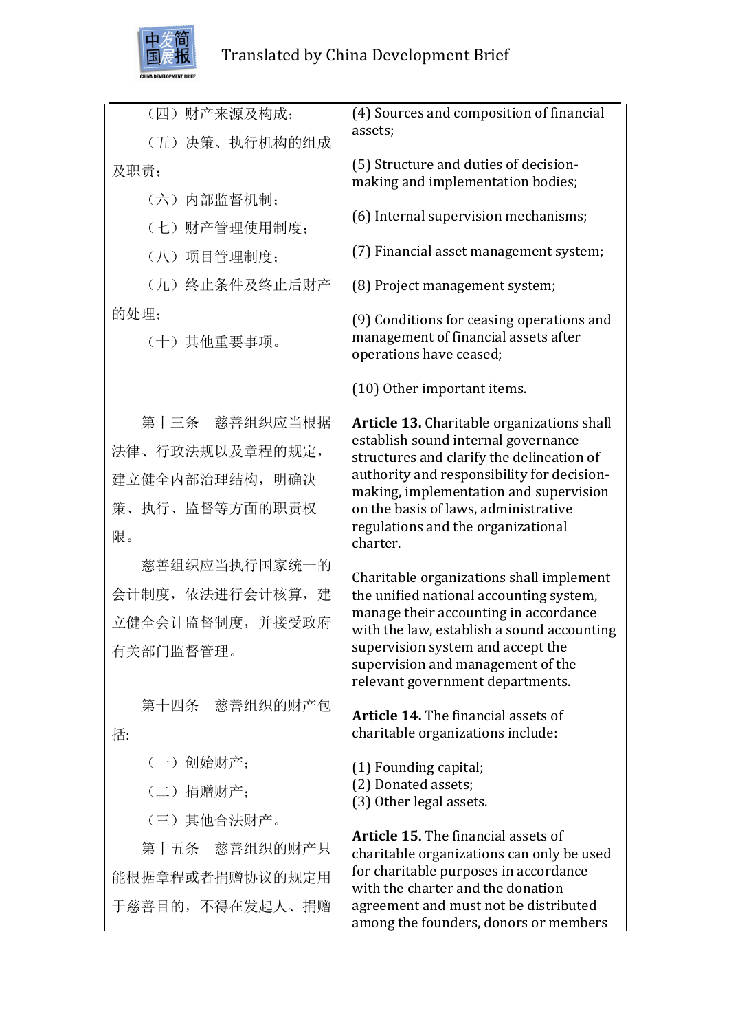| | |
|---|---|
| （四）财产来源及构成；<br>（五）决策、执行机构的组成及职责；<br>（六）内部监督机制；<br>（七）财产管理使用制度；<br>（八）项目管理制度；<br>（九）终止条件及终止后财产的处理；<br>（十）其他重要事项。 | (4) Sources and composition of financial assets;<br><br>(5) Structure and duties of decision-making and implementation bodies;<br><br>(6) Internal supervision mechanisms;<br><br>(7) Financial asset management system;<br><br>(8) Project management system;<br><br>(9) Conditions for ceasing operations and management of financial assets after operations have ceased;<br><br>(10) Other important items. |
| 第十三条　慈善组织应当根据法律、行政法规以及章程的规定，建立健全内部治理结构，明确决策、执行、监督等方面的职责权限。<br><br>慈善组织应当执行国家统一的会计制度，依法进行会计核算，建立健全会计监督制度，并接受政府有关部门监督管理。 | **Article 13.** Charitable organizations shall establish sound internal governance structures and clarify the delineation of authority and responsibility for decision-making, implementation and supervision on the basis of laws, administrative regulations and the organizational charter.<br><br>Charitable organizations shall implement the unified national accounting system, manage their accounting in accordance with the law, establish a sound accounting supervision system and accept the supervision and management of the relevant government departments. |
| 第十四条　慈善组织的财产包括:<br>（一）创始财产；<br>（二）捐赠财产；<br>（三）其他合法财产。 | **Article 14.** The financial assets of charitable organizations include:<br><br>(1) Founding capital;<br>(2) Donated assets;<br>(3) Other legal assets. |
| 第十五条　慈善组织的财产只能根据章程或者捐赠协议的规定用于慈善目的，不得在发起人、捐赠 | **Article 15.** The financial assets of charitable organizations can only be used for charitable purposes in accordance with the charter and the donation agreement and must not be distributed among the founders, donors or members |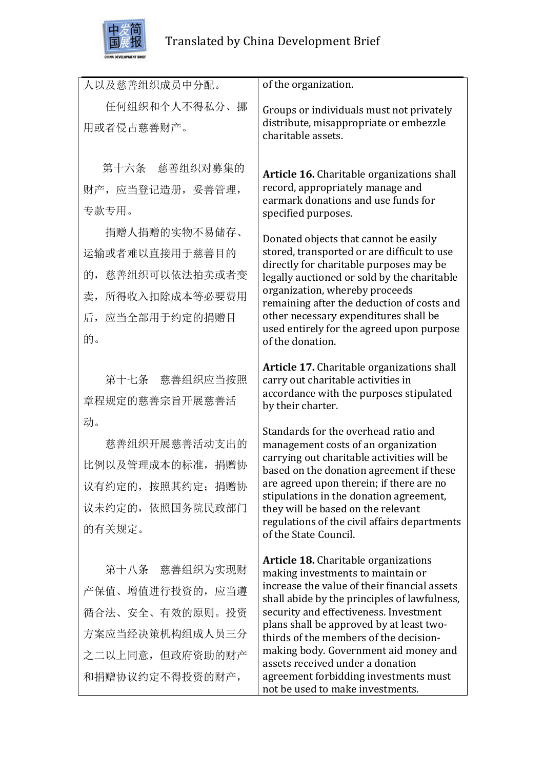| | |
|---|---|
| 人以及慈善组织成员中分配。 | of the organization. |
| 任何组织和个人不得私分、挪用或者侵占慈善财产。 | Groups or individuals must not privately distribute, misappropriate or embezzle charitable assets. |
| 第十六条　慈善组织对募集的财产，应当登记造册，妥善管理，专款专用。 | **Article 16.** Charitable organizations shall record, appropriately manage and earmark donations and use funds for specified purposes. |
| 捐赠人捐赠的实物不易储存、运输或者难以直接用于慈善目的的，慈善组织可以依法拍卖或者变卖，所得收入扣除成本等必要费用后，应当全部用于约定的捐赠目的。 | Donated objects that cannot be easily stored, transported or are difficult to use directly for charitable purposes may be legally auctioned or sold by the charitable organization, whereby proceeds remaining after the deduction of costs and other necessary expenditures shall be used entirely for the agreed upon purpose of the donation. |
| 第十七条　慈善组织应当按照章程规定的慈善宗旨开展慈善活动。 | **Article 17.** Charitable organizations shall carry out charitable activities in accordance with the purposes stipulated by their charter. |
| 慈善组织开展慈善活动支出的比例以及管理成本的标准，捐赠协议有约定的，按照其约定；捐赠协议未约定的，依照国务院民政部门的有关规定。 | Standards for the overhead ratio and management costs of an organization carrying out charitable activities will be based on the donation agreement if these are agreed upon therein; if there are no stipulations in the donation agreement, they will be based on the relevant regulations of the civil affairs departments of the State Council. |
| 第十八条　慈善组织为实现财产保值、增值进行投资的，应当遵循合法、安全、有效的原则。投资方案应当经决策机构组成人员三分之二以上同意，但政府资助的财产和捐赠协议约定不得投资的财产， | **Article 18.** Charitable organizations making investments to maintain or increase the value of their financial assets shall abide by the principles of lawfulness, security and effectiveness. Investment plans shall be approved by at least two-thirds of the members of the decision-making body. Government aid money and assets received under a donation agreement forbidding investments must not be used to make investments. |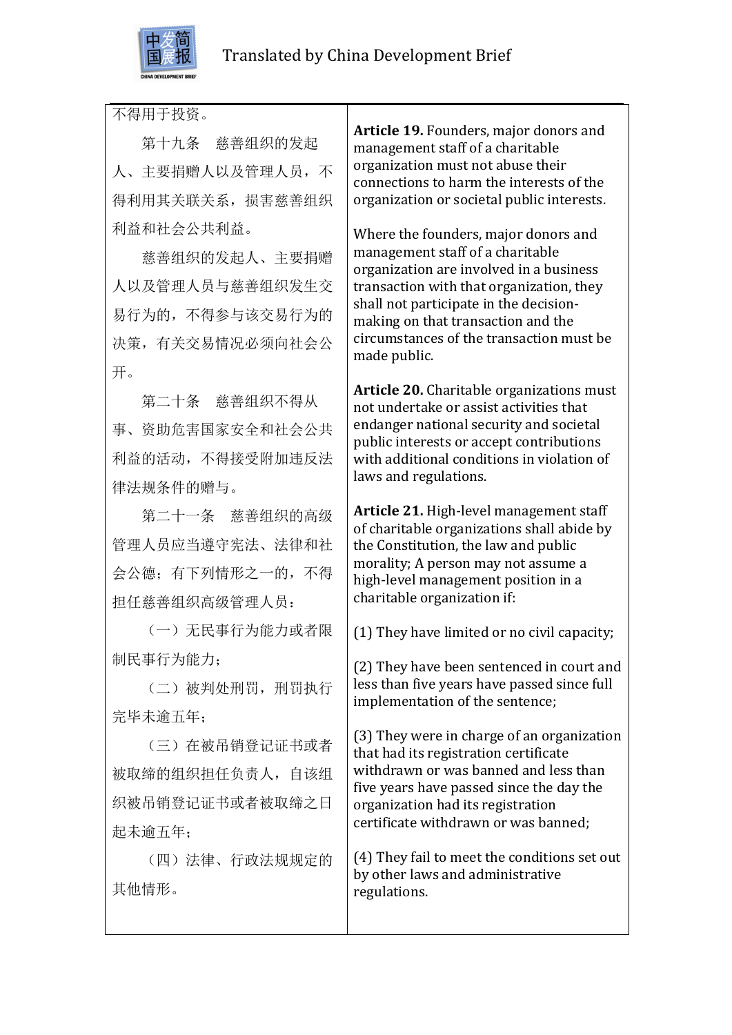| | |
|---|---|
| 不得用于投资。 | |
| 第十九条　慈善组织的发起人、主要捐赠人以及管理人员，不得利用其关联关系，损害慈善组织利益和社会公共利益。 | **Article 19.** Founders, major donors and management staff of a charitable organization must not abuse their connections to harm the interests of the organization or societal public interests. |
| 慈善组织的发起人、主要捐赠人以及管理人员与慈善组织发生交易行为的，不得参与该交易行为的决策，有关交易情况必须向社会公开。 | Where the founders, major donors and management staff of a charitable organization are involved in a business transaction with that organization, they shall not participate in the decision-making on that transaction and the circumstances of the transaction must be made public. |
| 第二十条　慈善组织不得从事、资助危害国家安全和社会公共利益的活动，不得接受附加违反法律法规条件的赠与。 | **Article 20.** Charitable organizations must not undertake or assist activities that endanger national security and societal public interests or accept contributions with additional conditions in violation of laws and regulations. |
| 第二十一条　慈善组织的高级管理人员应当遵守宪法、法律和社会公德；有下列情形之一的，不得担任慈善组织高级管理人员： | **Article 21.** High-level management staff of charitable organizations shall abide by the Constitution, the law and public morality; A person may not assume a high-level management position in a charitable organization if: |
| （一）无民事行为能力或者限制民事行为能力； | (1) They have limited or no civil capacity; |
| （二）被判处刑罚，刑罚执行完毕未逾五年； | (2) They have been sentenced in court and less than five years have passed since full implementation of the sentence; |
| （三）在被吊销登记证书或者被取缔的组织担任负责人，自该组织被吊销登记证书或者被取缔之日起未逾五年； | (3) They were in charge of an organization that had its registration certificate withdrawn or was banned and less than five years have passed since the day the organization had its registration certificate withdrawn or was banned; |
| （四）法律、行政法规规定的其他情形。 | (4) They fail to meet the conditions set out by other laws and administrative regulations. |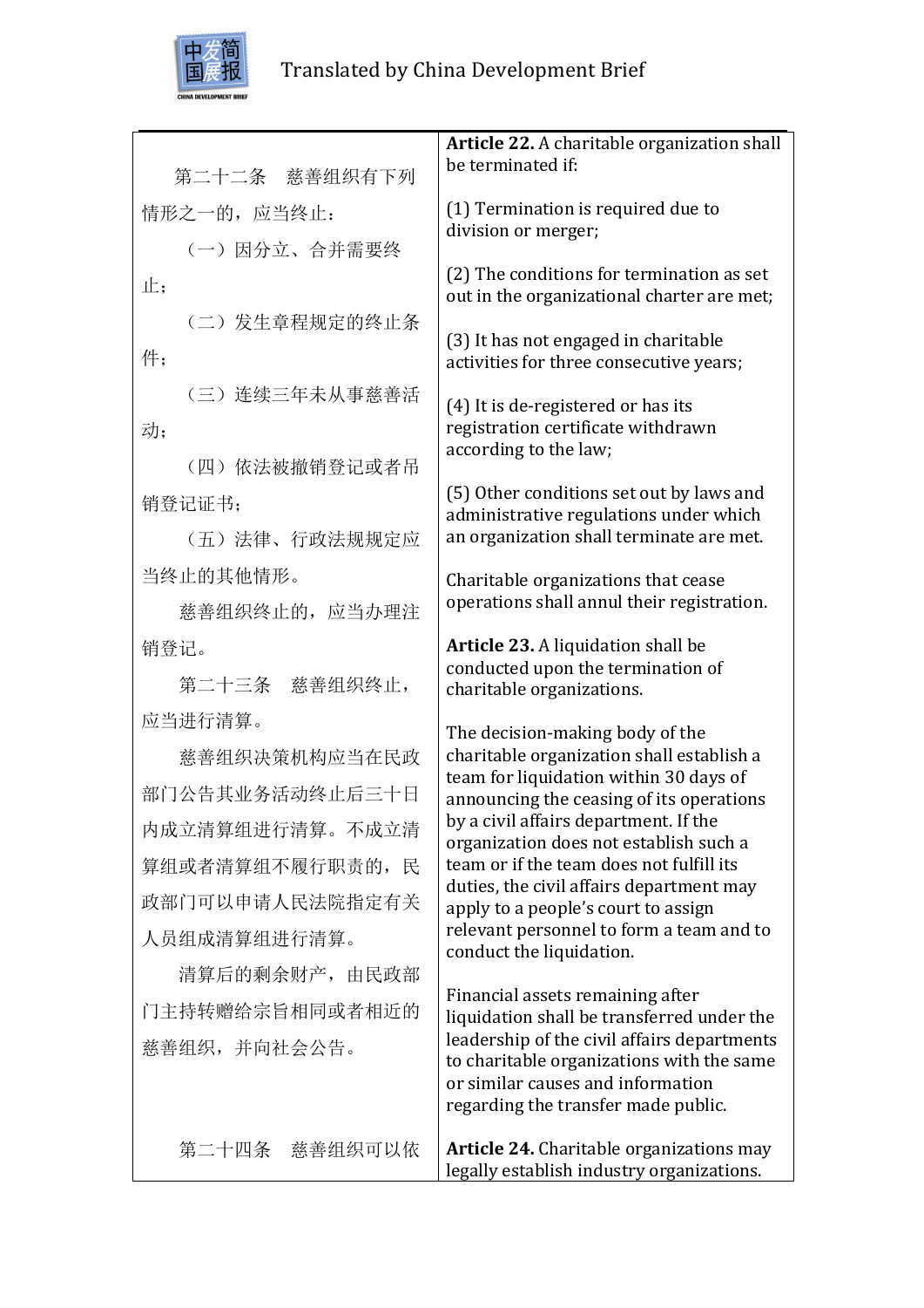| 第二十二条　慈善组织有下列情形之一的，应当终止：<br>（一）因分立、合并需要终止；<br>（二）发生章程规定的终止条件；<br>（三）连续三年未从事慈善活动；<br>（四）依法被撤销登记或者吊销登记证书；<br>（五）法律、行政法规规定应当终止的其他情形。<br>慈善组织终止的，应当办理注销登记。 | **Article 22.** A charitable organization shall be terminated if:<br>(1) Termination is required due to division or merger;<br>(2) The conditions for termination as set out in the organizational charter are met;<br>(3) It has not engaged in charitable activities for three consecutive years;<br>(4) It is de-registered or has its registration certificate withdrawn according to the law;<br>(5) Other conditions set out by laws and administrative regulations under which an organization shall terminate are met.<br>Charitable organizations that cease operations shall annul their registration. |
|---|---|
| 第二十三条　慈善组织终止，应当进行清算。<br>慈善组织决策机构应当在民政部门公告其业务活动终止后三十日内成立清算组进行清算。不成立清算组或者清算组不履行职责的，民政部门可以申请人民法院指定有关人员组成清算组进行清算。<br>清算后的剩余财产，由民政部门主持转赠给宗旨相同或者相近的慈善组织，并向社会公告。 | **Article 23.** A liquidation shall be conducted upon the termination of charitable organizations.<br>The decision-making body of the charitable organization shall establish a team for liquidation within 30 days of announcing the ceasing of its operations by a civil affairs department. If the organization does not establish such a team or if the team does not fulfill its duties, the civil affairs department may apply to a people's court to assign relevant personnel to form a team and to conduct the liquidation.<br>Financial assets remaining after liquidation shall be transferred under the leadership of the civil affairs departments to charitable organizations with the same or similar causes and information regarding the transfer made public. |
| 第二十四条　慈善组织可以依 | **Article 24.** Charitable organizations may legally establish industry organizations. |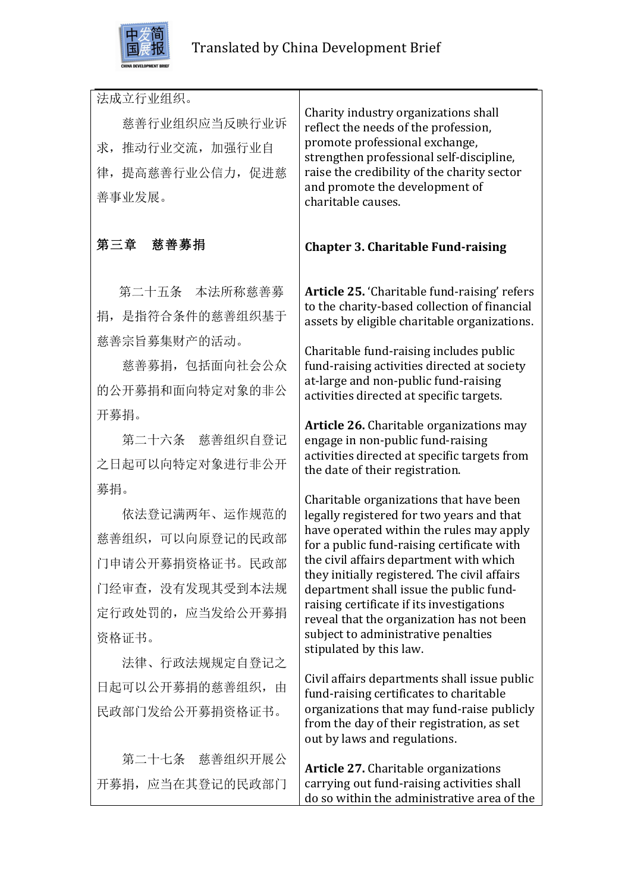| | |
|---|---|
| 法成立行业组织。<br>慈善行业组织应当反映行业诉求，推动行业交流，加强行业自律，提高慈善行业公信力，促进慈善事业发展。 | Charity industry organizations shall reflect the needs of the profession, promote professional exchange, strengthen professional self-discipline, raise the credibility of the charity sector and promote the development of charitable causes. |
| **第三章　慈善募捐** | **Chapter 3. Charitable Fund-raising** |
| 第二十五条　本法所称慈善募捐，是指符合条件的慈善组织基于慈善宗旨募集财产的活动。<br>慈善募捐，包括面向社会公众的公开募捐和面向特定对象的非公开募捐。 | **Article 25.** 'Charitable fund-raising' refers to the charity-based collection of financial assets by eligible charitable organizations.<br>Charitable fund-raising includes public fund-raising activities directed at society at-large and non-public fund-raising activities directed at specific targets. |
| 第二十六条　慈善组织自登记之日起可以向特定对象进行非公开募捐。<br>依法登记满两年、运作规范的慈善组织，可以向原登记的民政部门申请公开募捐资格证书。民政部门经审查，没有发现其受到本法规定行政处罚的，应当发给公开募捐资格证书。<br>法律、行政法规规定自登记之日起可以公开募捐的慈善组织，由民政部门发给公开募捐资格证书。 | **Article 26.** Charitable organizations may engage in non-public fund-raising activities directed at specific targets from the date of their registration.<br>Charitable organizations that have been legally registered for two years and that have operated within the rules may apply for a public fund-raising certificate with the civil affairs department with which they initially registered. The civil affairs department shall issue the public fund-raising certificate if its investigations reveal that the organization has not been subject to administrative penalties stipulated by this law.<br>Civil affairs departments shall issue public fund-raising certificates to charitable organizations that may fund-raise publicly from the day of their registration, as set out by laws and regulations. |
| 第二十七条　慈善组织开展公开募捐，应当在其登记的民政部门 | **Article 27.** Charitable organizations carrying out fund-raising activities shall do so within the administrative area of the |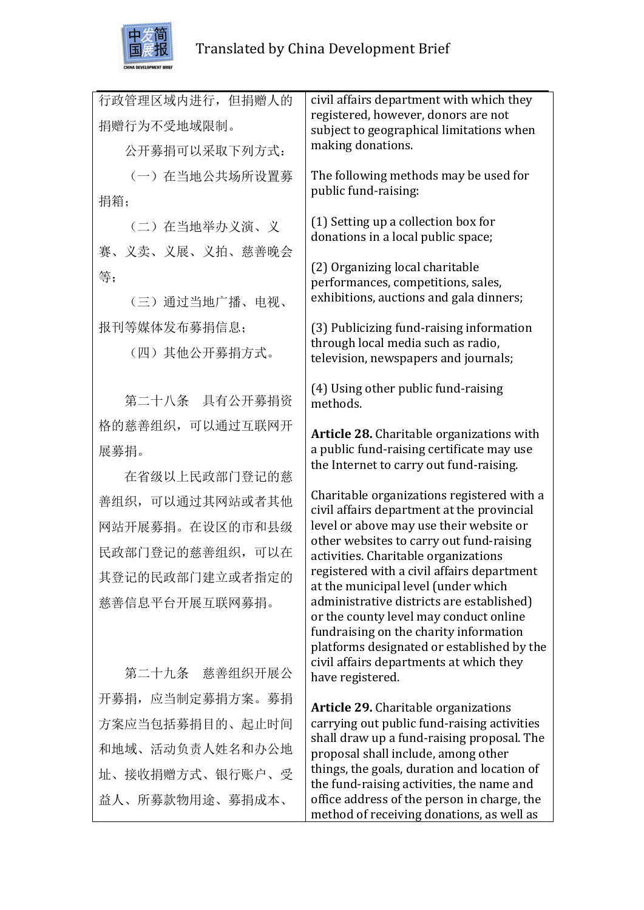| | |
|---|---|
| 行政管理区域内进行，但捐赠人的捐赠行为不受地域限制。 | civil affairs department with which they registered, however, donors are not subject to geographical limitations when making donations. |
| 公开募捐可以采取下列方式： | The following methods may be used for public fund-raising: |
| （一）在当地公共场所设置募捐箱； | (1) Setting up a collection box for donations in a local public space; |
| （二）在当地举办义演、义赛、义卖、义展、义拍、慈善晚会等； | (2) Organizing local charitable performances, competitions, sales, exhibitions, auctions and gala dinners; |
| （三）通过当地广播、电视、报刊等媒体发布募捐信息； | (3) Publicizing fund-raising information through local media such as radio, television, newspapers and journals; |
| （四）其他公开募捐方式。 | (4) Using other public fund-raising methods. |
| 第二十八条　具有公开募捐资格的慈善组织，可以通过互联网开展募捐。 | **Article 28.** Charitable organizations with a public fund-raising certificate may use the Internet to carry out fund-raising. |
| 在省级以上民政部门登记的慈善组织，可以通过其网站或者其他网站开展募捐。在设区的市和县级民政部门登记的慈善组织，可以在其登记的民政部门建立或者指定的慈善信息平台开展互联网募捐。 | Charitable organizations registered with a civil affairs department at the provincial level or above may use their website or other websites to carry out fund-raising activities. Charitable organizations registered with a civil affairs department at the municipal level (under which administrative districts are established) or the county level may conduct online fundraising on the charity information platforms designated or established by the civil affairs departments at which they have registered. |
| 第二十九条　慈善组织开展公开募捐，应当制定募捐方案。募捐方案应当包括募捐目的、起止时间和地域、活动负责人姓名和办公地址、接收捐赠方式、银行账户、受益人、所募款物用途、募捐成本、 | **Article 29.** Charitable organizations carrying out public fund-raising activities shall draw up a fund-raising proposal. The proposal shall include, among other things, the goals, duration and location of the fund-raising activities, the name and office address of the person in charge, the method of receiving donations, as well as |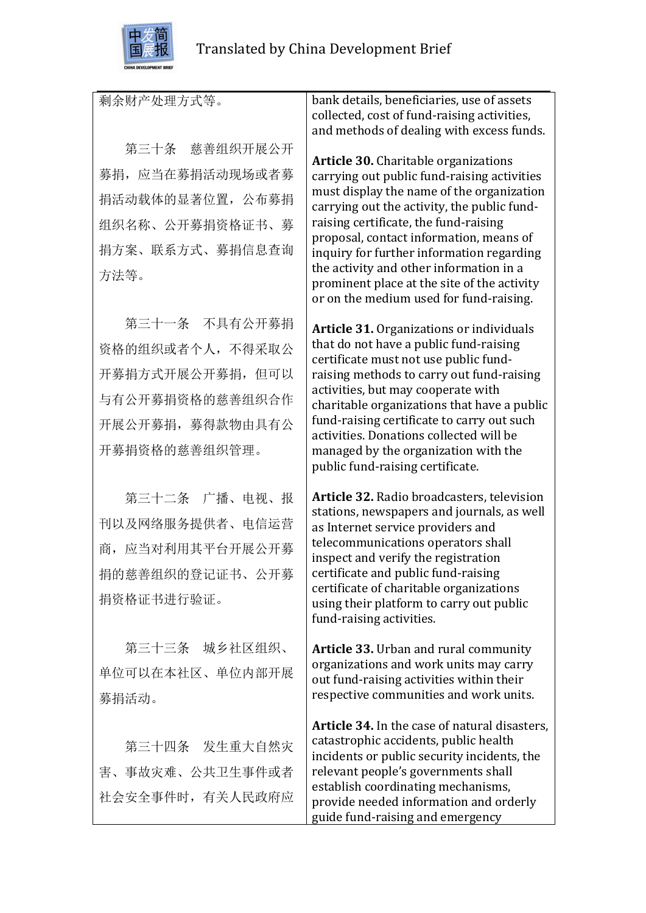| | |
|---|---|
| 剩余财产处理方式等。 | bank details, beneficiaries, use of assets collected, cost of fund-raising activities, and methods of dealing with excess funds. |
| 第三十条　慈善组织开展公开募捐，应当在募捐活动现场或者募捐活动载体的显著位置，公布募捐组织名称、公开募捐资格证书、募捐方案、联系方式、募捐信息查询方法等。 | **Article 30.** Charitable organizations carrying out public fund-raising activities must display the name of the organization carrying out the activity, the public fund-raising certificate, the fund-raising proposal, contact information, means of inquiry for further information regarding the activity and other information in a prominent place at the site of the activity or on the medium used for fund-raising. |
| 第三十一条　不具有公开募捐资格的组织或者个人，不得采取公开募捐方式开展公开募捐，但可以与有公开募捐资格的慈善组织合作开展公开募捐，募得款物由具有公开募捐资格的慈善组织管理。 | **Article 31.** Organizations or individuals that do not have a public fund-raising certificate must not use public fund-raising methods to carry out fund-raising activities, but may cooperate with charitable organizations that have a public fund-raising certificate to carry out such activities. Donations collected will be managed by the organization with the public fund-raising certificate. |
| 第三十二条　广播、电视、报刊以及网络服务提供者、电信运营商，应当对利用其平台开展公开募捐的慈善组织的登记证书、公开募捐资格证书进行验证。 | **Article 32.** Radio broadcasters, television stations, newspapers and journals, as well as Internet service providers and telecommunications operators shall inspect and verify the registration certificate and public fund-raising certificate of charitable organizations using their platform to carry out public fund-raising activities. |
| 第三十三条　城乡社区组织、单位可以在本社区、单位内部开展募捐活动。 | **Article 33.** Urban and rural community organizations and work units may carry out fund-raising activities within their respective communities and work units. |
| 第三十四条　发生重大自然灾害、事故灾难、公共卫生事件或者社会安全事件时，有关人民政府应 | **Article 34.** In the case of natural disasters, catastrophic accidents, public health incidents or public security incidents, the relevant people's governments shall establish coordinating mechanisms, provide needed information and orderly guide fund-raising and emergency |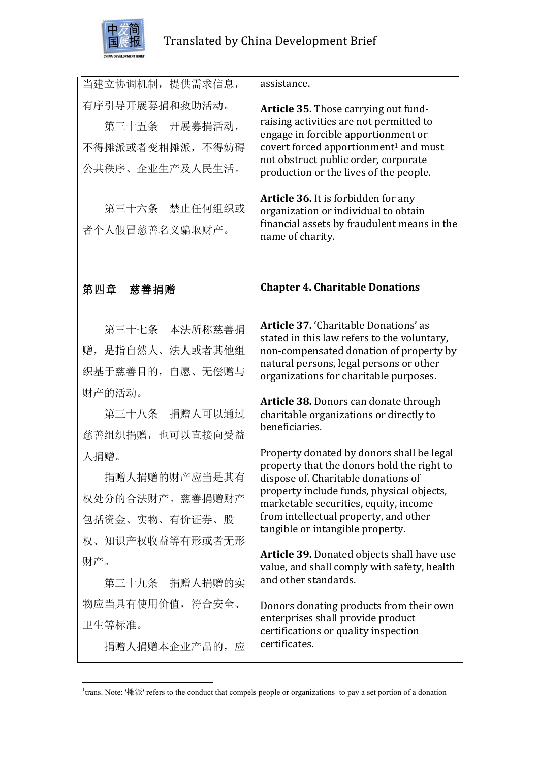| | |
|---|---|
| 当建立协调机制，提供需求信息，有序引导开展募捐和救助活动。 | assistance. |
| 第三十五条　开展募捐活动，不得摊派或者变相摊派，不得妨碍公共秩序、企业生产及人民生活。 | **Article 35.** Those carrying out fund-raising activities are not permitted to engage in forcible apportionment or covert forced apportionment[1] and must not obstruct public order, corporate production or the lives of the people. |
| 第三十六条　禁止任何组织或者个人假冒慈善名义骗取财产。 | **Article 36.** It is forbidden for any organization or individual to obtain financial assets by fraudulent means in the name of charity. |
| **第四章　慈善捐赠** | **Chapter 4. Charitable Donations** |
| 第三十七条　本法所称慈善捐赠，是指自然人、法人或者其他组织基于慈善目的，自愿、无偿赠与财产的活动。 | **Article 37.** 'Charitable Donations' as stated in this law refers to the voluntary, non-compensated donation of property by natural persons, legal persons or other organizations for charitable purposes. |
| 第三十八条　捐赠人可以通过慈善组织捐赠，也可以直接向受益人捐赠。 | **Article 38.** Donors can donate through charitable organizations or directly to beneficiaries. |
| 捐赠人捐赠的财产应当是其有权处分的合法财产。慈善捐赠财产包括资金、实物、有价证券、股权、知识产权收益等有形或者无形财产。 | Property donated by donors shall be legal property that the donors hold the right to dispose of. Charitable donations of property include funds, physical objects, marketable securities, equity, income from intellectual property, and other tangible or intangible property. |
| 第三十九条　捐赠人捐赠的实物应当具有使用价值，符合安全、卫生等标准。 | **Article 39.** Donated objects shall have use value, and shall comply with safety, health and other standards. |
| 捐赠人捐赠本企业产品的，应 | Donors donating products from their own enterprises shall provide product certifications or quality inspection certificates. |

[1] trans. Note: '摊派' refers to the conduct that compels people or organizations to pay a set portion of a donation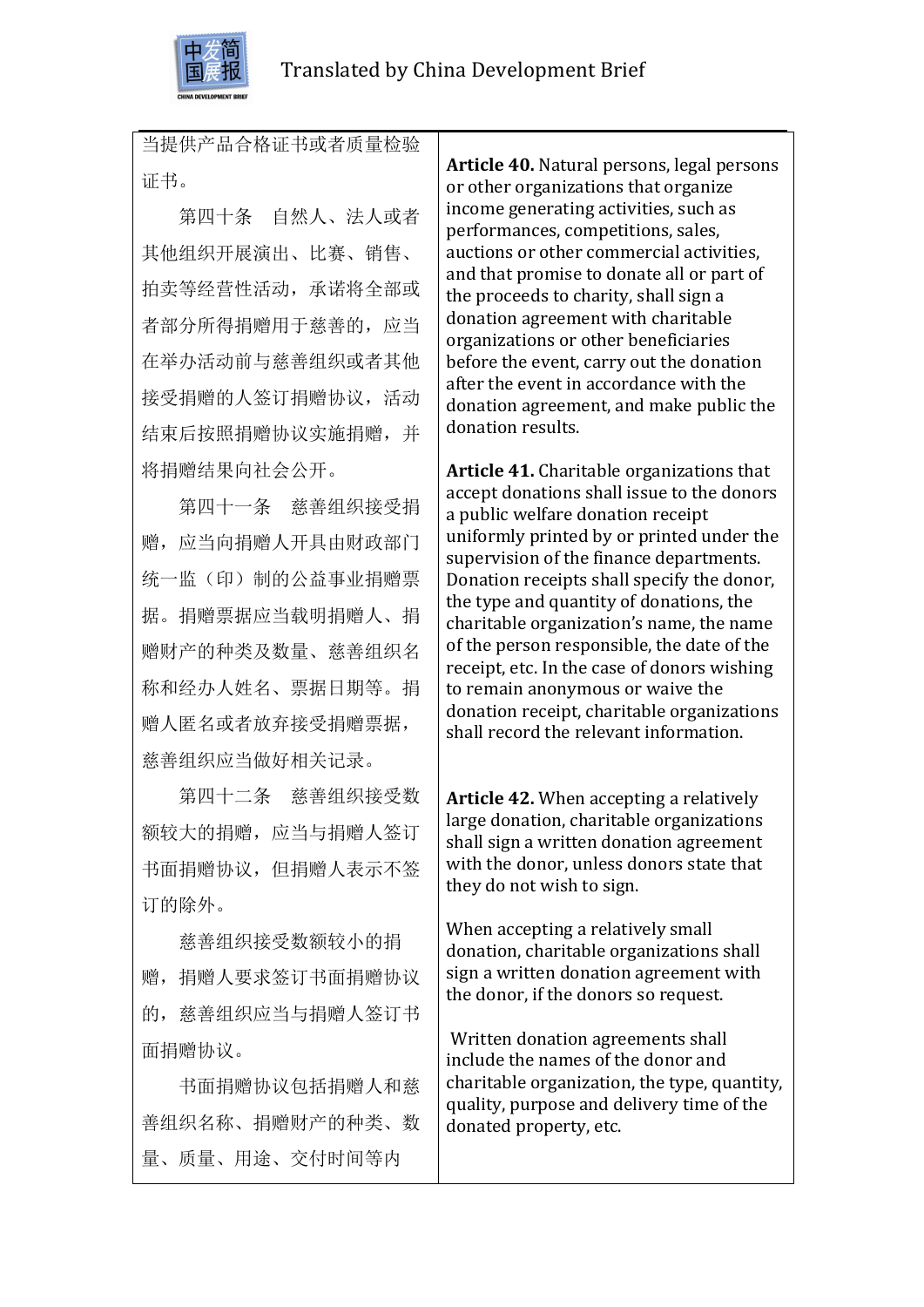| | |
|---|---|
| 当提供产品合格证书或者质量检验证书。 | |
| 第四十条　自然人、法人或者其他组织开展演出、比赛、销售、拍卖等经营性活动，承诺将全部或者部分所得捐赠用于慈善的，应当在举办活动前与慈善组织或者其他接受捐赠的人签订捐赠协议，活动结束后按照捐赠协议实施捐赠，并将捐赠结果向社会公开。 | **Article 40.** Natural persons, legal persons or other organizations that organize income generating activities, such as performances, competitions, sales, auctions or other commercial activities, and that promise to donate all or part of the proceeds to charity, shall sign a donation agreement with charitable organizations or other beneficiaries before the event, carry out the donation after the event in accordance with the donation agreement, and make public the donation results. |
| 第四十一条　慈善组织接受捐赠，应当向捐赠人开具由财政部门统一监（印）制的公益事业捐赠票据。捐赠票据应当载明捐赠人、捐赠财产的种类及数量、慈善组织名称和经办人姓名、票据日期等。捐赠人匿名或者放弃接受捐赠票据，慈善组织应当做好相关记录。 | **Article 41.** Charitable organizations that accept donations shall issue to the donors a public welfare donation receipt uniformly printed by or printed under the supervision of the finance departments. Donation receipts shall specify the donor, the type and quantity of donations, the charitable organization's name, the name of the person responsible, the date of the receipt, etc. In the case of donors wishing to remain anonymous or waive the donation receipt, charitable organizations shall record the relevant information. |
| 第四十二条　慈善组织接受数额较大的捐赠，应当与捐赠人签订书面捐赠协议，但捐赠人表示不签订的除外。 | **Article 42.** When accepting a relatively large donation, charitable organizations shall sign a written donation agreement with the donor, unless donors state that they do not wish to sign. |
| 慈善组织接受数额较小的捐赠，捐赠人要求签订书面捐赠协议的，慈善组织应当与捐赠人签订书面捐赠协议。 | When accepting a relatively small donation, charitable organizations shall sign a written donation agreement with the donor, if the donors so request. |
| 书面捐赠协议包括捐赠人和慈善组织名称、捐赠财产的种类、数量、质量、用途、交付时间等内 | Written donation agreements shall include the names of the donor and charitable organization, the type, quantity, quality, purpose and delivery time of the donated property, etc. |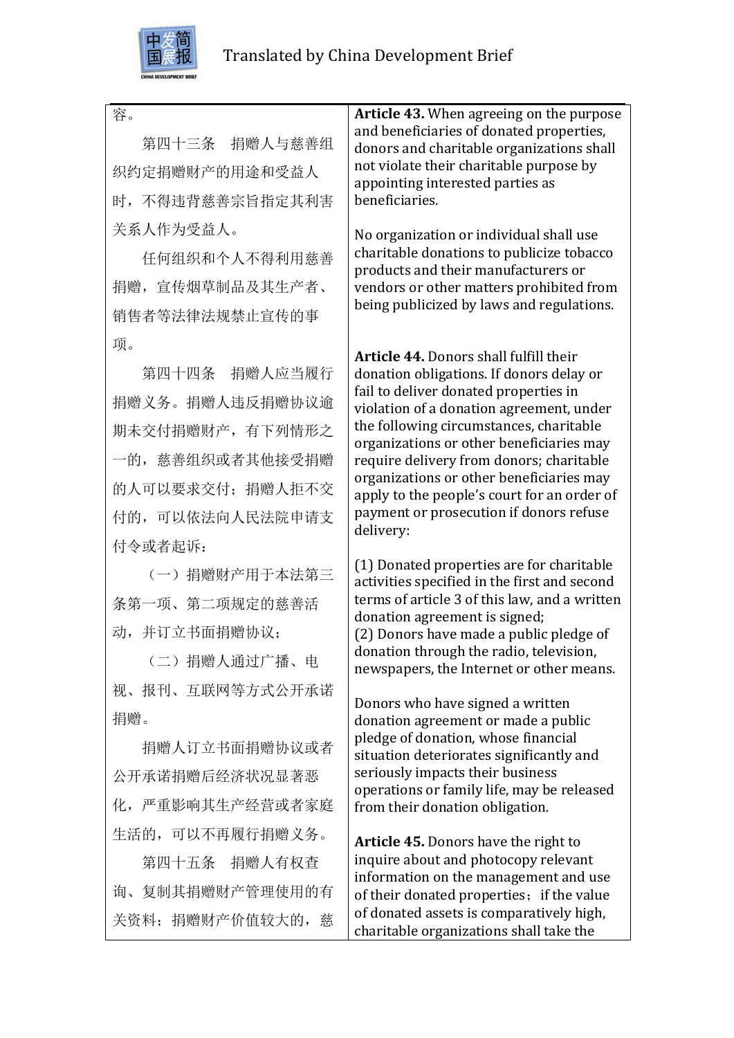| | |
|---|---|
| 容。 | |
| 第四十三条　捐赠人与慈善组织约定捐赠财产的用途和受益人时，不得违背慈善宗旨指定其利害关系人作为受益人。<br><br>任何组织和个人不得利用慈善捐赠，宣传烟草制品及其生产者、销售者等法律法规禁止宣传的事项。 | **Article 43.** When agreeing on the purpose and beneficiaries of donated properties, donors and charitable organizations shall not violate their charitable purpose by appointing interested parties as beneficiaries.<br><br>No organization or individual shall use charitable donations to publicize tobacco products and their manufacturers or vendors or other matters prohibited from being publicized by laws and regulations. |
| 第四十四条　捐赠人应当履行捐赠义务。捐赠人违反捐赠协议逾期未交付捐赠财产，有下列情形之一的，慈善组织或者其他接受捐赠的人可以要求交付；捐赠人拒不交付的，可以依法向人民法院申请支付令或者起诉：<br><br>（一）捐赠财产用于本法第三条第一项、第二项规定的慈善活动，并订立书面捐赠协议；<br><br>（二）捐赠人通过广播、电视、报刊、互联网等方式公开承诺捐赠。<br><br>捐赠人订立书面捐赠协议或者公开承诺捐赠后经济状况显著恶化，严重影响其生产经营或者家庭生活的，可以不再履行捐赠义务。 | **Article 44.** Donors shall fulfill their donation obligations. If donors delay or fail to deliver donated properties in violation of a donation agreement, under the following circumstances, charitable organizations or other beneficiaries may require delivery from donors; charitable organizations or other beneficiaries may apply to the people's court for an order of payment or prosecution if donors refuse delivery:<br><br>(1) Donated properties are for charitable activities specified in the first and second terms of article 3 of this law, and a written donation agreement is signed;<br>(2) Donors have made a public pledge of donation through the radio, television, newspapers, the Internet or other means.<br><br>Donors who have signed a written donation agreement or made a public pledge of donation, whose financial situation deteriorates significantly and seriously impacts their business operations or family life, may be released from their donation obligation. |
| 第四十五条　捐赠人有权查询、复制其捐赠财产管理使用的有关资料；捐赠财产价值较大的，慈 | **Article 45.** Donors have the right to inquire about and photocopy relevant information on the management and use of their donated properties；if the value of donated assets is comparatively high, charitable organizations shall take the |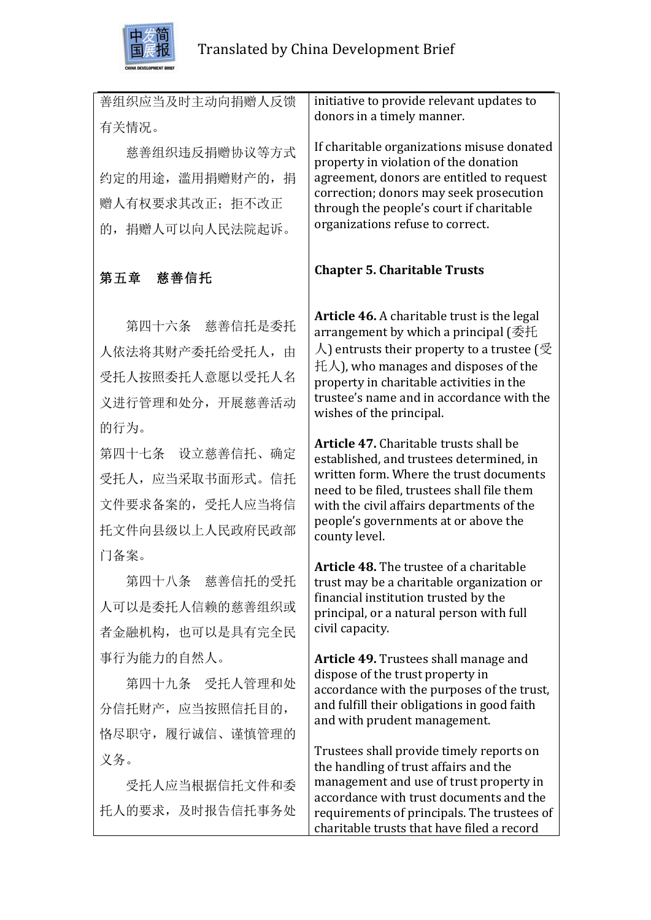| | |
|---|---|
| 善组织应当及时主动向捐赠人反馈有关情况。 | initiative to provide relevant updates to donors in a timely manner. |
| 慈善组织违反捐赠协议等方式约定的用途，滥用捐赠财产的，捐赠人有权要求其改正；拒不改正的，捐赠人可以向人民法院起诉。 | If charitable organizations misuse donated property in violation of the donation agreement, donors are entitled to request correction; donors may seek prosecution through the people's court if charitable organizations refuse to correct. |
| **第五章　慈善信托** | **Chapter 5. Charitable Trusts** |
| 第四十六条　慈善信托是委托人依法将其财产委托给受托人，由受托人按照委托人意愿以受托人名义进行管理和处分，开展慈善活动的行为。 | **Article 46.** A charitable trust is the legal arrangement by which a principal (委托人) entrusts their property to a trustee (受托人), who manages and disposes of the property in charitable activities in the trustee's name and in accordance with the wishes of the principal. |
| 第四十七条　设立慈善信托、确定受托人，应当采取书面形式。信托文件要求备案的，受托人应当将信托文件向县级以上人民政府民政部门备案。 | **Article 47.** Charitable trusts shall be established, and trustees determined, in written form. Where the trust documents need to be filed, trustees shall file them with the civil affairs departments of the people's governments at or above the county level. |
| 第四十八条　慈善信托的受托人可以是委托人信赖的慈善组织或者金融机构，也可以是具有完全民事行为能力的自然人。 | **Article 48.** The trustee of a charitable trust may be a charitable organization or financial institution trusted by the principal, or a natural person with full civil capacity. |
| 第四十九条　受托人管理和处分信托财产，应当按照信托目的，恪尽职守，履行诚信、谨慎管理的义务。 | **Article 49.** Trustees shall manage and dispose of the trust property in accordance with the purposes of the trust, and fulfill their obligations in good faith and with prudent management. |
| 受托人应当根据信托文件和委托人的要求，及时报告信托事务处 | Trustees shall provide timely reports on the handling of trust affairs and the management and use of trust property in accordance with trust documents and the requirements of principals. The trustees of charitable trusts that have filed a record |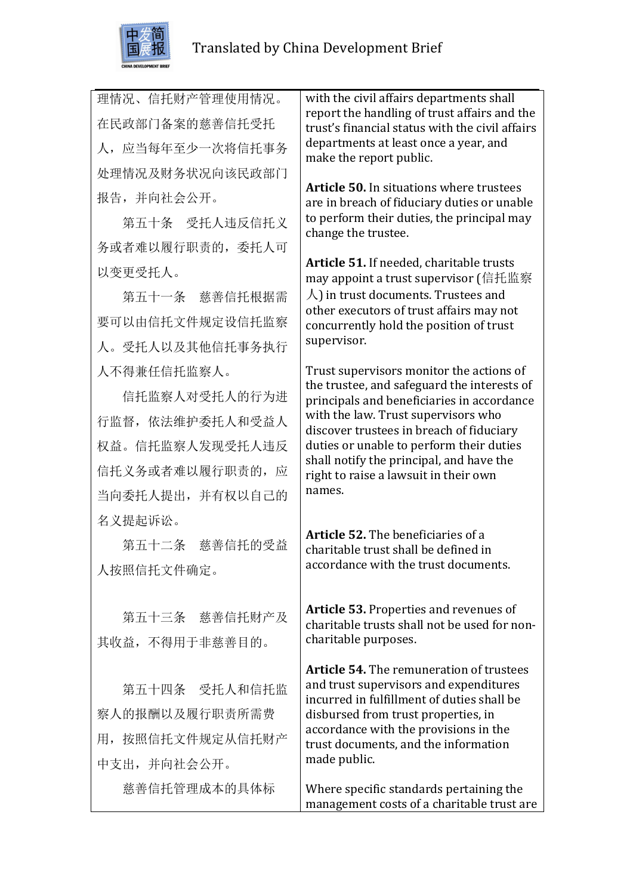| | |
|---|---|
| 理情况、信托财产管理使用情况。在民政部门备案的慈善信托受托人，应当每年至少一次将信托事务处理情况及财务状况向该民政部门报告，并向社会公开。 | with the civil affairs departments shall report the handling of trust affairs and the trust's financial status with the civil affairs departments at least once a year, and make the report public. |
| 第五十条　受托人违反信托义务或者难以履行职责的，委托人可以变更受托人。 | **Article 50.** In situations where trustees are in breach of fiduciary duties or unable to perform their duties, the principal may change the trustee. |
| 第五十一条　慈善信托根据需要可以由信托文件规定设信托监察人。受托人以及其他信托事务执行人不得兼任信托监察人。 | **Article 51.** If needed, charitable trusts may appoint a trust supervisor (信托监察人) in trust documents. Trustees and other executors of trust affairs may not concurrently hold the position of trust supervisor. |
| 信托监察人对受托人的行为进行监督，依法维护委托人和受益人权益。信托监察人发现受托人违反信托义务或者难以履行职责的，应当向委托人提出，并有权以自己的名义提起诉讼。 | Trust supervisors monitor the actions of the trustee, and safeguard the interests of principals and beneficiaries in accordance with the law. Trust supervisors who discover trustees in breach of fiduciary duties or unable to perform their duties shall notify the principal, and have the right to raise a lawsuit in their own names. |
| 第五十二条　慈善信托的受益人按照信托文件确定。 | **Article 52.** The beneficiaries of a charitable trust shall be defined in accordance with the trust documents. |
| 第五十三条　慈善信托财产及其收益，不得用于非慈善目的。 | **Article 53.** Properties and revenues of charitable trusts shall not be used for non-charitable purposes. |
| 第五十四条　受托人和信托监察人的报酬以及履行职责所需费用，按照信托文件规定从信托财产中支出，并向社会公开。 | **Article 54.** The remuneration of trustees and trust supervisors and expenditures incurred in fulfillment of duties shall be disbursed from trust properties, in accordance with the provisions in the trust documents, and the information made public. |
| 慈善信托管理成本的具体标 | Where specific standards pertaining the management costs of a charitable trust are |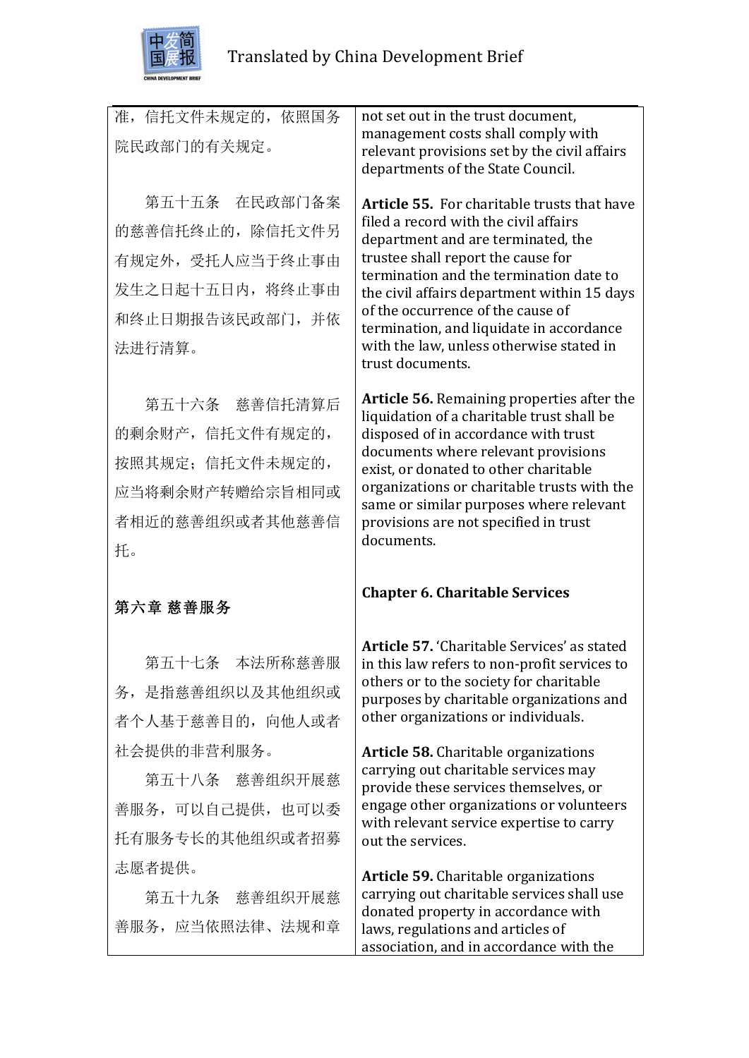| | |
|---|---|
| 准，信托文件未规定的，依照国务院民政部门的有关规定。 | not set out in the trust document, management costs shall comply with relevant provisions set by the civil affairs departments of the State Council. |
| 第五十五条　在民政部门备案的慈善信托终止的，除信托文件另有规定外，受托人应当于终止事由发生之日起十五日内，将终止事由和终止日期报告该民政部门，并依法进行清算。 | **Article 55.** For charitable trusts that have filed a record with the civil affairs department and are terminated, the trustee shall report the cause for termination and the termination date to the civil affairs department within 15 days of the occurrence of the cause of termination, and liquidate in accordance with the law, unless otherwise stated in trust documents. |
| 第五十六条　慈善信托清算后的剩余财产，信托文件有规定的，按照其规定；信托文件未规定的，应当将剩余财产转赠给宗旨相同或者相近的慈善组织或者其他慈善信托。 | **Article 56.** Remaining properties after the liquidation of a charitable trust shall be disposed of in accordance with trust documents where relevant provisions exist, or donated to other charitable organizations or charitable trusts with the same or similar purposes where relevant provisions are not specified in trust documents. |
| **第六章 慈善服务** | **Chapter 6. Charitable Services** |
| 第五十七条　本法所称慈善服务，是指慈善组织以及其他组织或者个人基于慈善目的，向他人或者社会提供的非营利服务。 | **Article 57.** 'Charitable Services' as stated in this law refers to non-profit services to others or to the society for charitable purposes by charitable organizations and other organizations or individuals. |
| 第五十八条　慈善组织开展慈善服务，可以自己提供，也可以委托有服务专长的其他组织或者招募志愿者提供。 | **Article 58.** Charitable organizations carrying out charitable services may provide these services themselves, or engage other organizations or volunteers with relevant service expertise to carry out the services. |
| 第五十九条　慈善组织开展慈善服务，应当依照法律、法规和章 | **Article 59.** Charitable organizations carrying out charitable services shall use donated property in accordance with laws, regulations and articles of association, and in accordance with the |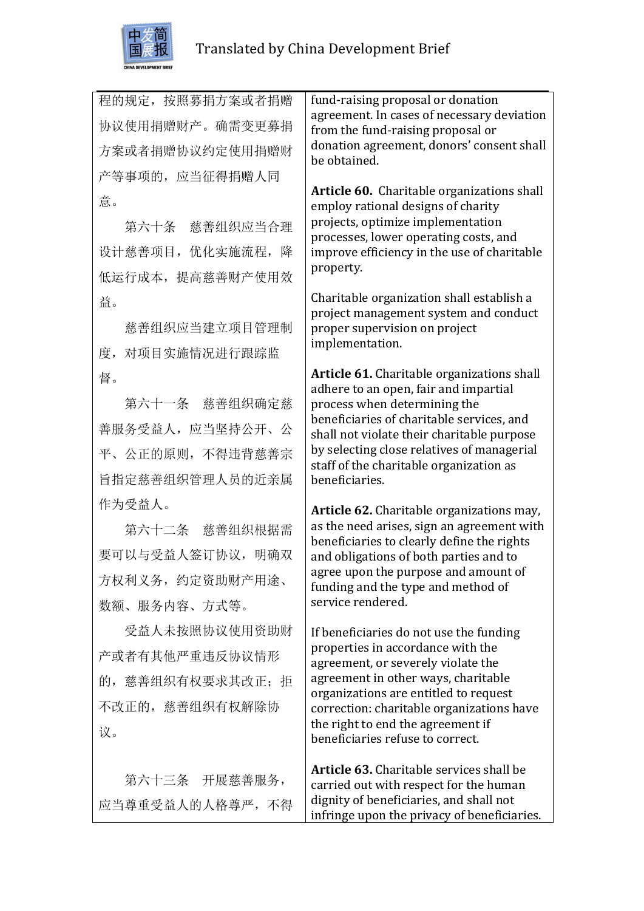| 程的规定，按照募捐方案或者捐赠协议使用捐赠财产。确需变更募捐方案或者捐赠协议约定使用捐赠财产等事项的，应当征得捐赠人同意。 | fund-raising proposal or donation agreement. In cases of necessary deviation from the fund-raising proposal or donation agreement, donors' consent shall be obtained. |
|---|---|
| 第六十条　慈善组织应当合理设计慈善项目，优化实施流程，降低运行成本，提高慈善财产使用效益。 | **Article 60.** Charitable organizations shall employ rational designs of charity projects, optimize implementation processes, lower operating costs, and improve efficiency in the use of charitable property. |
| 慈善组织应当建立项目管理制度，对项目实施情况进行跟踪监督。 | Charitable organization shall establish a project management system and conduct proper supervision on project implementation. |
| 第六十一条　慈善组织确定慈善服务受益人，应当坚持公开、公平、公正的原则，不得违背慈善宗旨指定慈善组织管理人员的近亲属作为受益人。 | **Article 61.** Charitable organizations shall adhere to an open, fair and impartial process when determining the beneficiaries of charitable services, and shall not violate their charitable purpose by selecting close relatives of managerial staff of the charitable organization as beneficiaries. |
| 第六十二条　慈善组织根据需要可以与受益人签订协议，明确双方权利义务，约定资助财产用途、数额、服务内容、方式等。 | **Article 62.** Charitable organizations may, as the need arises, sign an agreement with beneficiaries to clearly define the rights and obligations of both parties and to agree upon the purpose and amount of funding and the type and method of service rendered. |
| 受益人未按照协议使用资助财产或者有其他严重违反协议情形的，慈善组织有权要求其改正；拒不改正的，慈善组织有权解除协议。 | If beneficiaries do not use the funding properties in accordance with the agreement, or severely violate the agreement in other ways, charitable organizations are entitled to request correction: charitable organizations have the right to end the agreement if beneficiaries refuse to correct. |
| 第六十三条　开展慈善服务，应当尊重受益人的人格尊严，不得 | **Article 63.** Charitable services shall be carried out with respect for the human dignity of beneficiaries, and shall not infringe upon the privacy of beneficiaries. |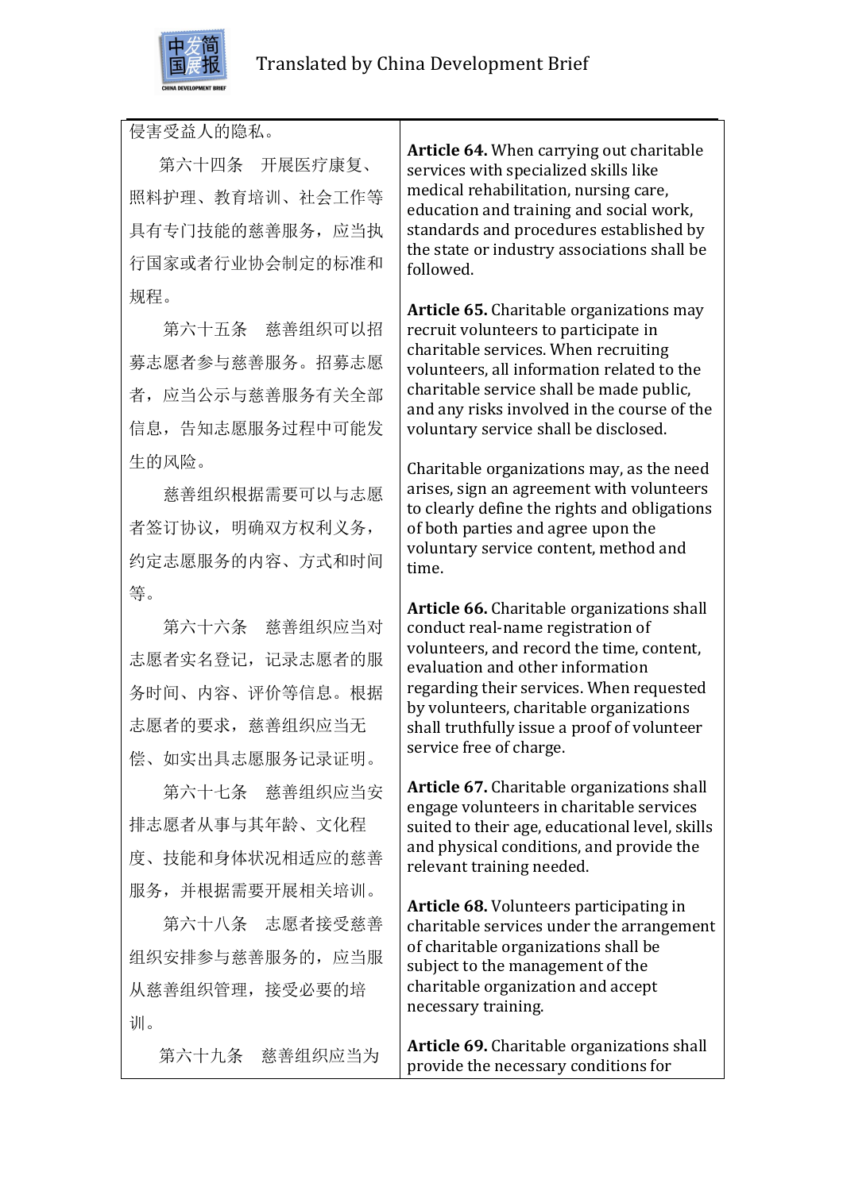| | |
|---|---|
| 侵害受益人的隐私。 | |
| 第六十四条　开展医疗康复、照料护理、教育培训、社会工作等具有专门技能的慈善服务，应当执行国家或者行业协会制定的标准和规程。 | **Article 64.** When carrying out charitable services with specialized skills like medical rehabilitation, nursing care, education and training and social work, standards and procedures established by the state or industry associations shall be followed. |
| 第六十五条　慈善组织可以招募志愿者参与慈善服务。招募志愿者，应当公示与慈善服务有关全部信息，告知志愿服务过程中可能发生的风险。 | **Article 65.** Charitable organizations may recruit volunteers to participate in charitable services. When recruiting volunteers, all information related to the charitable service shall be made public, and any risks involved in the course of the voluntary service shall be disclosed. |
| 慈善组织根据需要可以与志愿者签订协议，明确双方权利义务，约定志愿服务的内容、方式和时间等。 | Charitable organizations may, as the need arises, sign an agreement with volunteers to clearly define the rights and obligations of both parties and agree upon the voluntary service content, method and time. |
| 第六十六条　慈善组织应当对志愿者实名登记，记录志愿者的服务时间、内容、评价等信息。根据志愿者的要求，慈善组织应当无偿、如实出具志愿服务记录证明。 | **Article 66.** Charitable organizations shall conduct real-name registration of volunteers, and record the time, content, evaluation and other information regarding their services. When requested by volunteers, charitable organizations shall truthfully issue a proof of volunteer service free of charge. |
| 第六十七条　慈善组织应当安排志愿者从事与其年龄、文化程度、技能和身体状况相适应的慈善服务，并根据需要开展相关培训。 | **Article 67.** Charitable organizations shall engage volunteers in charitable services suited to their age, educational level, skills and physical conditions, and provide the relevant training needed. |
| 第六十八条　志愿者接受慈善组织安排参与慈善服务的，应当服从慈善组织管理，接受必要的培训。 | **Article 68.** Volunteers participating in charitable services under the arrangement of charitable organizations shall be subject to the management of the charitable organization and accept necessary training. |
| 第六十九条　慈善组织应当为 | **Article 69.** Charitable organizations shall provide the necessary conditions for |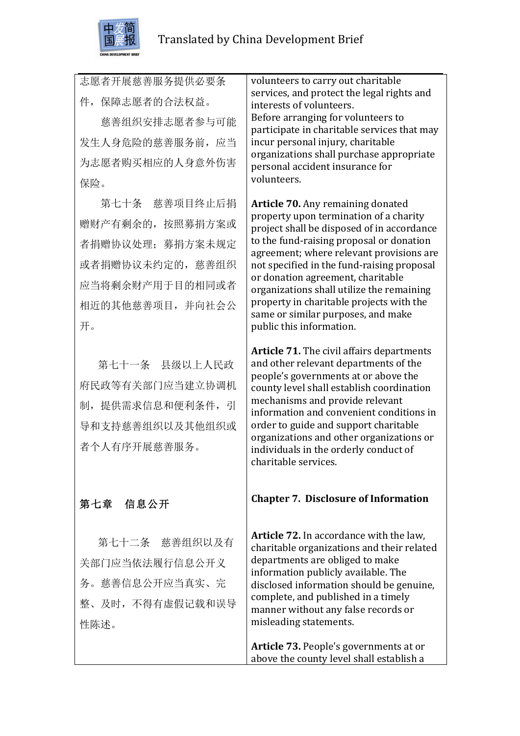| | |
|---|---|
| 志愿者开展慈善服务提供必要条件，保障志愿者的合法权益。<br>慈善组织安排志愿者参与可能发生人身危险的慈善服务前，应当为志愿者购买相应的人身意外伤害保险。 | volunteers to carry out charitable services, and protect the legal rights and interests of volunteers.<br>Before arranging for volunteers to participate in charitable services that may incur personal injury, charitable organizations shall purchase appropriate personal accident insurance for volunteers. |
| 第七十条 慈善项目终止后捐赠财产有剩余的，按照募捐方案或者捐赠协议处理；募捐方案未规定或者捐赠协议未约定的，慈善组织应当将剩余财产用于目的相同或者相近的其他慈善项目，并向社会公开。 | **Article 70.** Any remaining donated property upon termination of a charity project shall be disposed of in accordance to the fund-raising proposal or donation agreement; where relevant provisions are not specified in the fund-raising proposal or donation agreement, charitable organizations shall utilize the remaining property in charitable projects with the same or similar purposes, and make public this information. |
| 第七十一条 县级以上人民政府民政等有关部门应当建立协调机制，提供需求信息和便利条件，引导和支持慈善组织以及其他组织或者个人有序开展慈善服务。 | **Article 71.** The civil affairs departments and other relevant departments of the people's governments at or above the county level shall establish coordination mechanisms and provide relevant information and convenient conditions in order to guide and support charitable organizations and other organizations or individuals in the orderly conduct of charitable services. |
| **第七章 信息公开** | **Chapter 7. Disclosure of Information** |
| 第七十二条 慈善组织以及有关部门应当依法履行信息公开义务。慈善信息公开应当真实、完整、及时，不得有虚假记载和误导性陈述。 | **Article 72.** In accordance with the law, charitable organizations and their related departments are obliged to make information publicly available. The disclosed information should be genuine, complete, and published in a timely manner without any false records or misleading statements.<br><br>**Article 73.** People's governments at or above the county level shall establish a |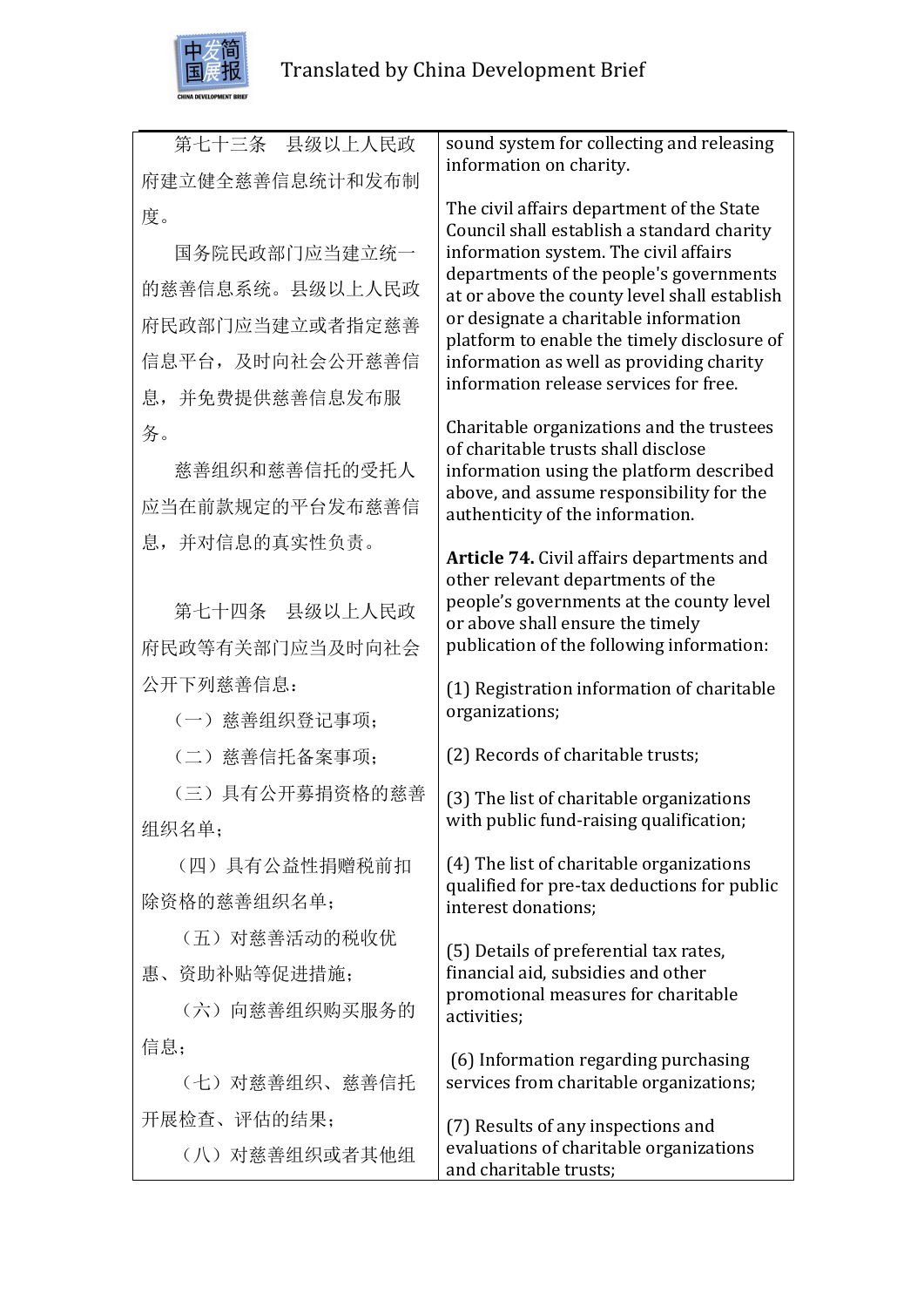| 第七十三条　县级以上人民政府建立健全慈善信息统计和发布制度。 | sound system for collecting and releasing information on charity. |
|---|---|
| 国务院民政部门应当建立统一的慈善信息系统。县级以上人民政府民政部门应当建立或者指定慈善信息平台，及时向社会公开慈善信息，并免费提供慈善信息发布服务。 | The civil affairs department of the State Council shall establish a standard charity information system. The civil affairs departments of the people's governments at or above the county level shall establish or designate a charitable information platform to enable the timely disclosure of information as well as providing charity information release services for free. |
| 慈善组织和慈善信托的受托人应当在前款规定的平台发布慈善信息，并对信息的真实性负责。 | Charitable organizations and the trustees of charitable trusts shall disclose information using the platform described above, and assume responsibility for the authenticity of the information. |
| 第七十四条　县级以上人民政府民政等有关部门应当及时向社会公开下列慈善信息： | **Article 74.** Civil affairs departments and other relevant departments of the people's governments at the county level or above shall ensure the timely publication of the following information: |
| （一）慈善组织登记事项； | (1) Registration information of charitable organizations; |
| （二）慈善信托备案事项； | (2) Records of charitable trusts; |
| （三）具有公开募捐资格的慈善组织名单； | (3) The list of charitable organizations with public fund-raising qualification; |
| （四）具有公益性捐赠税前扣除资格的慈善组织名单； | (4) The list of charitable organizations qualified for pre-tax deductions for public interest donations; |
| （五）对慈善活动的税收优惠、资助补贴等促进措施； | (5) Details of preferential tax rates, financial aid, subsidies and other promotional measures for charitable activities; |
| （六）向慈善组织购买服务的信息； | (6) Information regarding purchasing services from charitable organizations; |
| （七）对慈善组织、慈善信托开展检查、评估的结果； | (7) Results of any inspections and evaluations of charitable organizations and charitable trusts; |
| （八）对慈善组织或者其他组 | |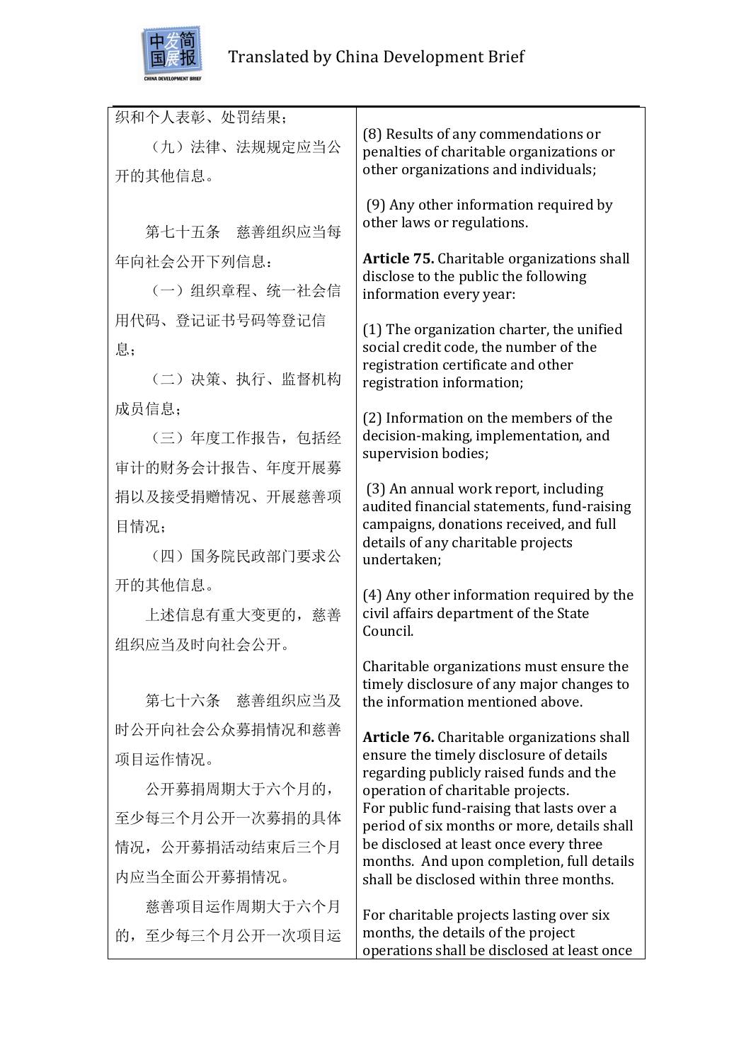| | |
|---|---|
| 织和个人表彰、处罚结果；<br>（九）法律、法规规定应当公开的其他信息。 | (8) Results of any commendations or penalties of charitable organizations or other organizations and individuals;<br><br>(9) Any other information required by other laws or regulations. |
| 第七十五条　慈善组织应当每年向社会公开下列信息：<br>（一）组织章程、统一社会信用代码、登记证书号码等登记信息；<br>（二）决策、执行、监督机构成员信息；<br>（三）年度工作报告，包括经审计的财务会计报告、年度开展募捐以及接受捐赠情况、开展慈善项目情况；<br>（四）国务院民政部门要求公开的其他信息。<br>上述信息有重大变更的，慈善组织应当及时向社会公开。 | **Article 75.** Charitable organizations shall disclose to the public the following information every year:<br><br>(1) The organization charter, the unified social credit code, the number of the registration certificate and other registration information;<br><br>(2) Information on the members of the decision-making, implementation, and supervision bodies;<br><br>(3) An annual work report, including audited financial statements, fund-raising campaigns, donations received, and full details of any charitable projects undertaken;<br><br>(4) Any other information required by the civil affairs department of the State Council.<br><br>Charitable organizations must ensure the timely disclosure of any major changes to the information mentioned above. |
| 第七十六条　慈善组织应当及时公开向社会公众募捐情况和慈善项目运作情况。<br>公开募捐周期大于六个月的，至少每三个月公开一次募捐的具体情况，公开募捐活动结束后三个月内应当全面公开募捐情况。<br>慈善项目运作周期大于六个月的，至少每三个月公开一次项目运 | **Article 76.** Charitable organizations shall ensure the timely disclosure of details regarding publicly raised funds and the operation of charitable projects.<br>For public fund-raising that lasts over a period of six months or more, details shall be disclosed at least once every three months. And upon completion, full details shall be disclosed within three months.<br><br>For charitable projects lasting over six months, the details of the project operations shall be disclosed at least once |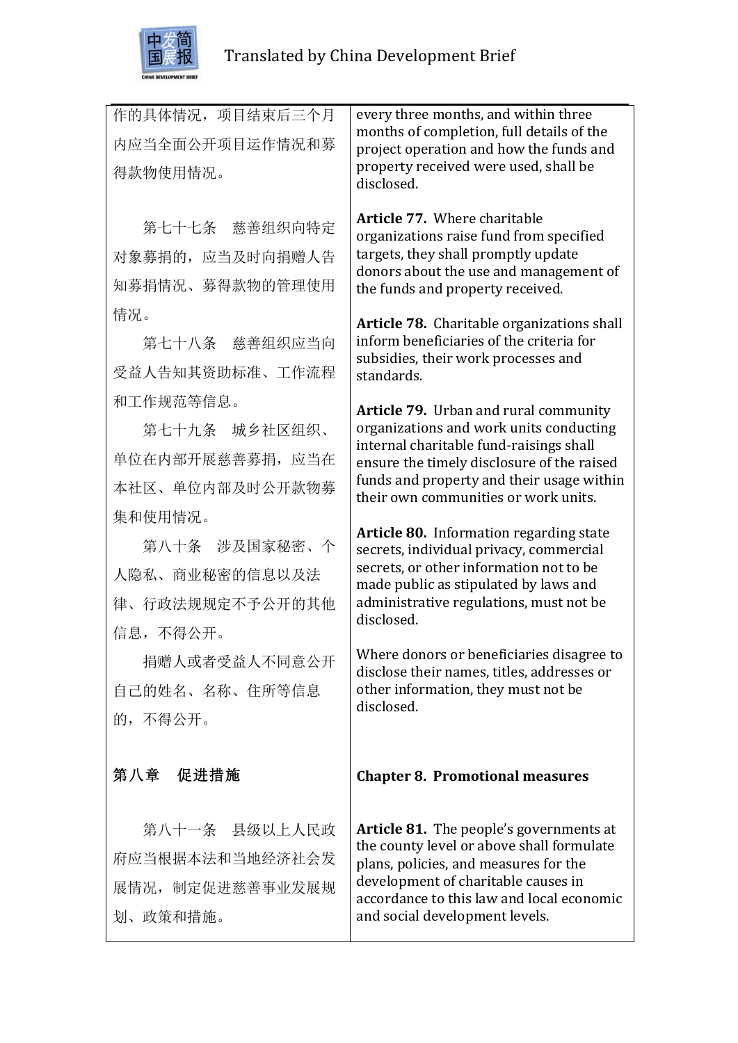| | |
|---|---|
| 作的具体情况，项目结束后三个月内应当全面公开项目运作情况和募得款物使用情况。 | every three months, and within three months of completion, full details of the project operation and how the funds and property received were used, shall be disclosed. |
| 第七十七条　慈善组织向特定对象募捐的，应当及时向捐赠人告知募捐情况、募得款物的管理使用情况。 | **Article 77.** Where charitable organizations raise fund from specified targets, they shall promptly update donors about the use and management of the funds and property received. |
| 第七十八条　慈善组织应当向受益人告知其资助标准、工作流程和工作规范等信息。 | **Article 78.** Charitable organizations shall inform beneficiaries of the criteria for subsidies, their work processes and standards. |
| 第七十九条　城乡社区组织、单位在内部开展慈善募捐，应当在本社区、单位内部及时公开款物募集和使用情况。 | **Article 79.** Urban and rural community organizations and work units conducting internal charitable fund-raisings shall ensure the timely disclosure of the raised funds and property and their usage within their own communities or work units. |
| 第八十条　涉及国家秘密、个人隐私、商业秘密的信息以及法律、行政法规规定不予公开的其他信息，不得公开。 | **Article 80.** Information regarding state secrets, individual privacy, commercial secrets, or other information not to be made public as stipulated by laws and administrative regulations, must not be disclosed. |
| 捐赠人或者受益人不同意公开自己的姓名、名称、住所等信息的，不得公开。 | Where donors or beneficiaries disagree to disclose their names, titles, addresses or other information, they must not be disclosed. |
| **第八章　促进措施** | **Chapter 8. Promotional measures** |
| 第八十一条　县级以上人民政府应当根据本法和当地经济社会发展情况，制定促进慈善事业发展规划、政策和措施。 | **Article 81.** The people's governments at the county level or above shall formulate plans, policies, and measures for the development of charitable causes in accordance to this law and local economic and social development levels. |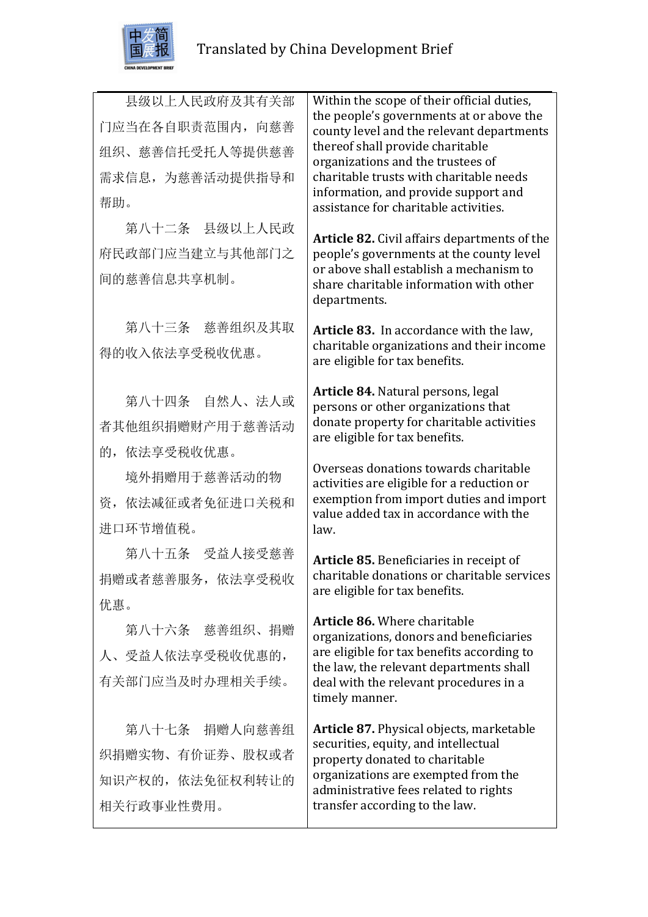| | |
|---|---|
| 县级以上人民政府及其有关部门应当在各自职责范围内，向慈善组织、慈善信托受托人等提供慈善需求信息，为慈善活动提供指导和帮助。 | Within the scope of their official duties, the people's governments at or above the county level and the relevant departments thereof shall provide charitable organizations and the trustees of charitable trusts with charitable needs information, and provide support and assistance for charitable activities. |
| 第八十二条 县级以上人民政府民政部门应当建立与其他部门之间的慈善信息共享机制。 | **Article 82.** Civil affairs departments of the people's governments at the county level or above shall establish a mechanism to share charitable information with other departments. |
| 第八十三条 慈善组织及其取得的收入依法享受税收优惠。 | **Article 83.** In accordance with the law, charitable organizations and their income are eligible for tax benefits. |
| 第八十四条 自然人、法人或者其他组织捐赠财产用于慈善活动的，依法享受税收优惠。<br><br>境外捐赠用于慈善活动的物资，依法减征或者免征进口关税和进口环节增值税。 | **Article 84.** Natural persons, legal persons or other organizations that donate property for charitable activities are eligible for tax benefits.<br><br>Overseas donations towards charitable activities are eligible for a reduction or exemption from import duties and import value added tax in accordance with the law. |
| 第八十五条 受益人接受慈善捐赠或者慈善服务，依法享受税收优惠。 | **Article 85.** Beneficiaries in receipt of charitable donations or charitable services are eligible for tax benefits. |
| 第八十六条 慈善组织、捐赠人、受益人依法享受税收优惠的，有关部门应当及时办理相关手续。 | **Article 86.** Where charitable organizations, donors and beneficiaries are eligible for tax benefits according to the law, the relevant departments shall deal with the relevant procedures in a timely manner. |
| 第八十七条 捐赠人向慈善组织捐赠实物、有价证券、股权或者知识产权的，依法免征权利转让的相关行政事业性费用。 | **Article 87.** Physical objects, marketable securities, equity, and intellectual property donated to charitable organizations are exempted from the administrative fees related to rights transfer according to the law. |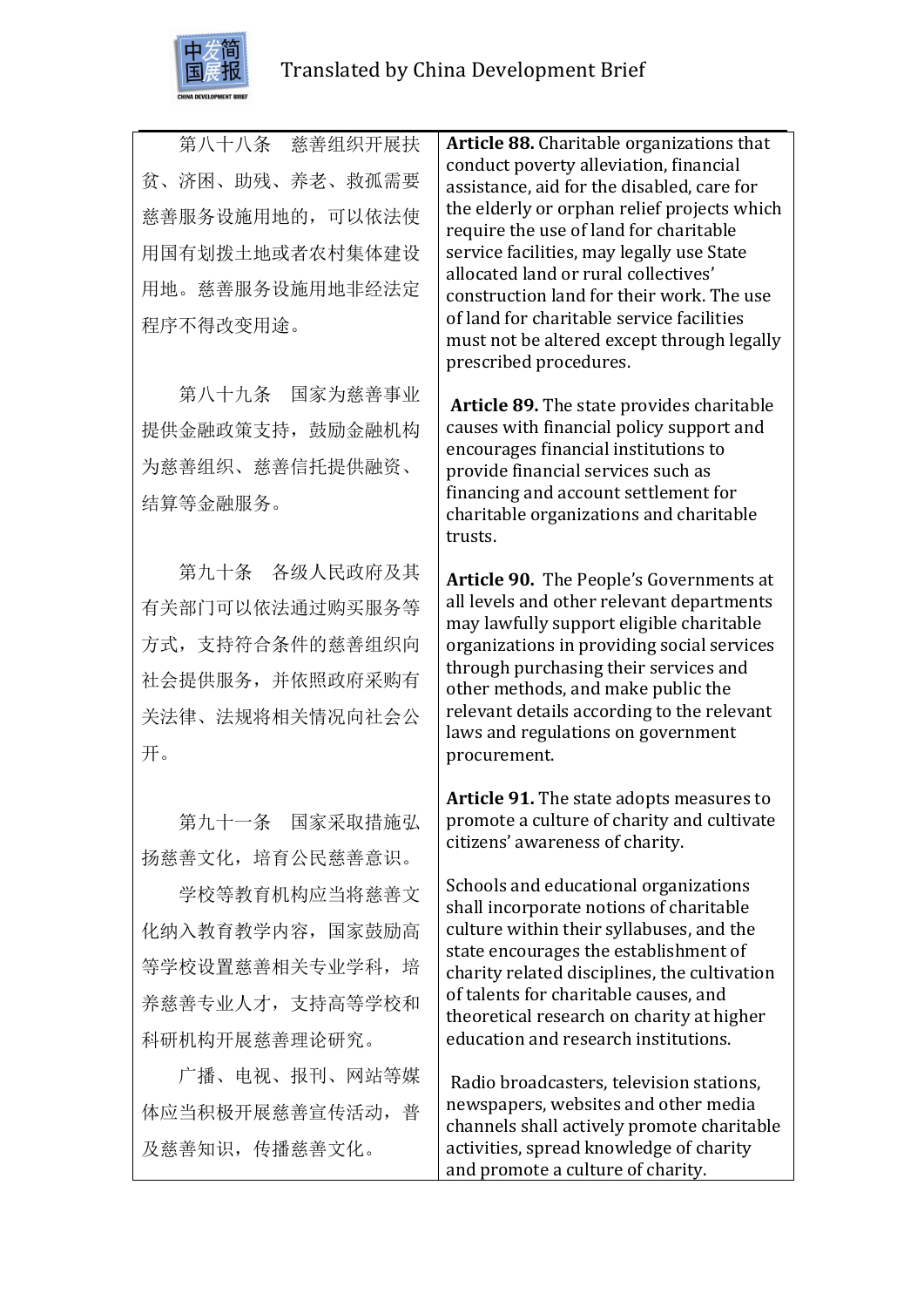| 第八十八条　慈善组织开展扶贫、济困、助残、养老、救孤需要慈善服务设施用地的，可以依法使用国有划拨土地或者农村集体建设用地。慈善服务设施用地非经法定程序不得改变用途。 | **Article 88.** Charitable organizations that conduct poverty alleviation, financial assistance, aid for the disabled, care for the elderly or orphan relief projects which require the use of land for charitable service facilities, may legally use State allocated land or rural collectives' construction land for their work. The use of land for charitable service facilities must not be altered except through legally prescribed procedures. |
|---|---|
| 第八十九条　国家为慈善事业提供金融政策支持，鼓励金融机构为慈善组织、慈善信托提供融资、结算等金融服务。 | **Article 89.** The state provides charitable causes with financial policy support and encourages financial institutions to provide financial services such as financing and account settlement for charitable organizations and charitable trusts. |
| 第九十条　各级人民政府及其有关部门可以依法通过购买服务等方式，支持符合条件的慈善组织向社会提供服务，并依照政府采购有关法律、法规将相关情况向社会公开。 | **Article 90.** The People's Governments at all levels and other relevant departments may lawfully support eligible charitable organizations in providing social services through purchasing their services and other methods, and make public the relevant details according to the relevant laws and regulations on government procurement. |
| 第九十一条　国家采取措施弘扬慈善文化，培育公民慈善意识。<br>学校等教育机构应当将慈善文化纳入教育教学内容，国家鼓励高等学校设置慈善相关专业学科，培养慈善专业人才，支持高等学校和科研机构开展慈善理论研究。<br>广播、电视、报刊、网站等媒体应当积极开展慈善宣传活动，普及慈善知识，传播慈善文化。 | **Article 91.** The state adopts measures to promote a culture of charity and cultivate citizens' awareness of charity.<br>Schools and educational organizations shall incorporate notions of charitable culture within their syllabuses, and the state encourages the establishment of charity related disciplines, the cultivation of talents for charitable causes, and theoretical research on charity at higher education and research institutions.<br>Radio broadcasters, television stations, newspapers, websites and other media channels shall actively promote charitable activities, spread knowledge of charity and promote a culture of charity. |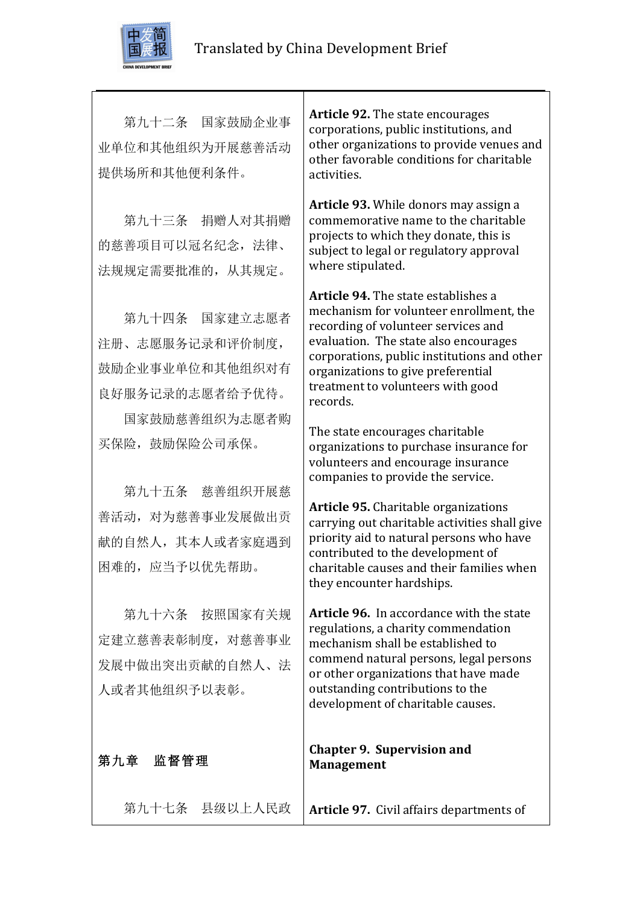| | |
|---|---|
| 第九十二条　国家鼓励企业事业单位和其他组织为开展慈善活动提供场所和其他便利条件。 | **Article 92.** The state encourages corporations, public institutions, and other organizations to provide venues and other favorable conditions for charitable activities. |
| 第九十三条　捐赠人对其捐赠的慈善项目可以冠名纪念，法律、法规规定需要批准的，从其规定。 | **Article 93.** While donors may assign a commemorative name to the charitable projects to which they donate, this is subject to legal or regulatory approval where stipulated. |
| 第九十四条　国家建立志愿者注册、志愿服务记录和评价制度，鼓励企业事业单位和其他组织对有良好服务记录的志愿者给予优待。<br>国家鼓励慈善组织为志愿者购买保险，鼓励保险公司承保。 | **Article 94.** The state establishes a mechanism for volunteer enrollment, the recording of volunteer services and evaluation. The state also encourages corporations, public institutions and other organizations to give preferential treatment to volunteers with good records.<br>The state encourages charitable organizations to purchase insurance for volunteers and encourage insurance companies to provide the service. |
| 第九十五条　慈善组织开展慈善活动，对为慈善事业发展做出贡献的自然人，其本人或者家庭遇到困难的，应当予以优先帮助。 | **Article 95.** Charitable organizations carrying out charitable activities shall give priority aid to natural persons who have contributed to the development of charitable causes and their families when they encounter hardships. |
| 第九十六条　按照国家有关规定建立慈善表彰制度，对慈善事业发展中做出突出贡献的自然人、法人或者其他组织予以表彰。 | **Article 96.** In accordance with the state regulations, a charity commendation mechanism shall be established to commend natural persons, legal persons or other organizations that have made outstanding contributions to the development of charitable causes. |
| **第九章　监督管理** | **Chapter 9. Supervision and Management** |
| 第九十七条　县级以上人民政 | **Article 97.** Civil affairs departments of |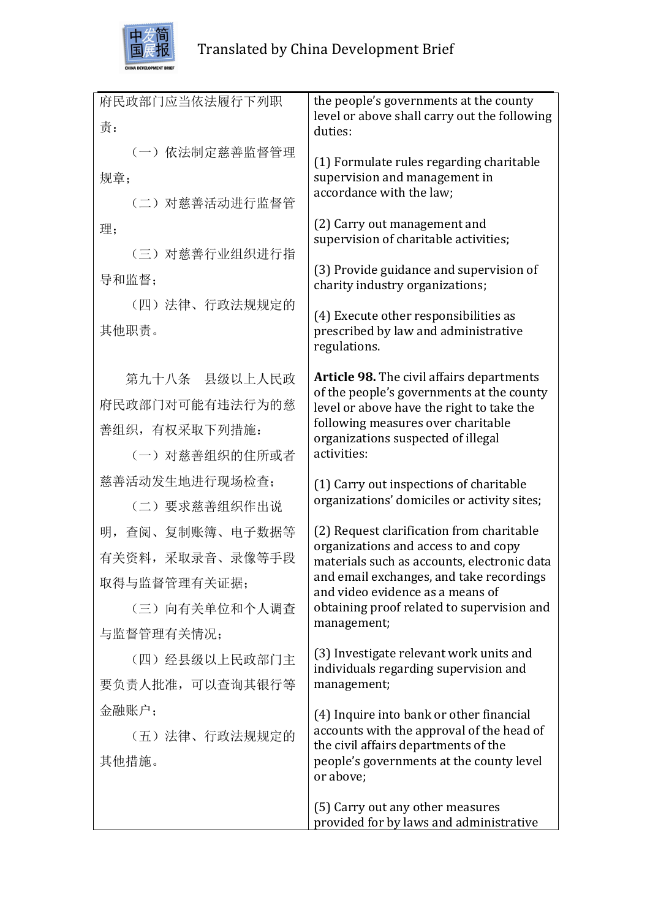| 府民政部门应当依法履行下列职责：<br>（一）依法制定慈善监督管理规章；<br>（二）对慈善活动进行监督管理；<br>（三）对慈善行业组织进行指导和监督；<br>（四）法律、行政法规规定的其他职责。 | the people's governments at the county level or above shall carry out the following duties:<br>(1) Formulate rules regarding charitable supervision and management in accordance with the law;<br>(2) Carry out management and supervision of charitable activities;<br>(3) Provide guidance and supervision of charity industry organizations;<br>(4) Execute other responsibilities as prescribed by law and administrative regulations. |
|---|---|
| 第九十八条　县级以上人民政府民政部门对可能有违法行为的慈善组织，有权采取下列措施：<br>（一）对慈善组织的住所或者慈善活动发生地进行现场检查；<br>（二）要求慈善组织作出说明，查阅、复制账簿、电子数据等有关资料，采取录音、录像等手段取得与监督管理有关证据；<br>（三）向有关单位和个人调查与监督管理有关情况；<br>（四）经县级以上民政部门主要负责人批准，可以查询其银行等金融账户；<br>（五）法律、行政法规规定的其他措施。 | **Article 98.** The civil affairs departments of the people's governments at the county level or above have the right to take the following measures over charitable organizations suspected of illegal activities:<br>(1) Carry out inspections of charitable organizations' domiciles or activity sites;<br>(2) Request clarification from charitable organizations and access to and copy materials such as accounts, electronic data and email exchanges, and take recordings and video evidence as a means of obtaining proof related to supervision and management;<br>(3) Investigate relevant work units and individuals regarding supervision and management;<br>(4) Inquire into bank or other financial accounts with the approval of the head of the civil affairs departments of the people's governments at the county level or above;<br>(5) Carry out any other measures provided for by laws and administrative |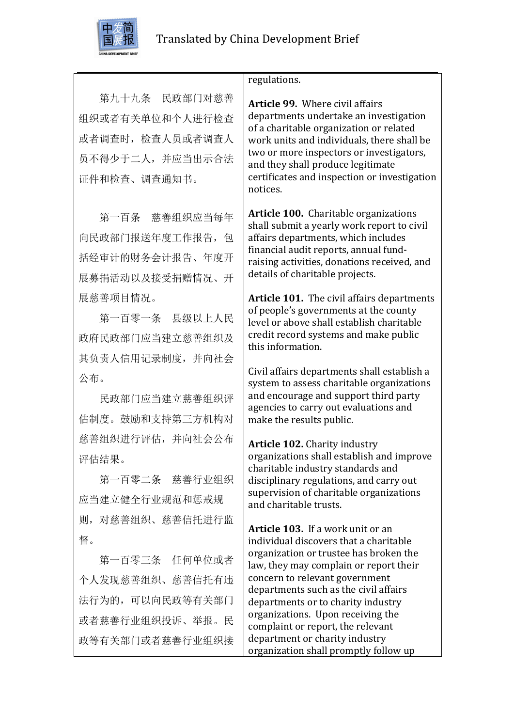| | |
|---|---|
| | regulations. |
| 第九十九条　民政部门对慈善组织或者有关单位和个人进行检查或者调查时，检查人员或者调查人员不得少于二人，并应当出示合法证件和检查、调查通知书。 | **Article 99.** Where civil affairs departments undertake an investigation of a charitable organization or related work units and individuals, there shall be two or more inspectors or investigators, and they shall produce legitimate certificates and inspection or investigation notices. |
| 第一百条　慈善组织应当每年向民政部门报送年度工作报告，包括经审计的财务会计报告、年度开展募捐活动以及接受捐赠情况、开展慈善项目情况。 | **Article 100.** Charitable organizations shall submit a yearly work report to civil affairs departments, which includes financial audit reports, annual fund-raising activities, donations received, and details of charitable projects. |
| 第一百零一条　县级以上人民政府民政部门应当建立慈善组织及其负责人信用记录制度，并向社会公布。<br><br>民政部门应当建立慈善组织评估制度。鼓励和支持第三方机构对慈善组织进行评估，并向社会公布评估结果。 | **Article 101.** The civil affairs departments of people's governments at the county level or above shall establish charitable credit record systems and make public this information.<br><br>Civil affairs departments shall establish a system to assess charitable organizations and encourage and support third party agencies to carry out evaluations and make the results public. |
| 第一百零二条　慈善行业组织应当建立健全行业规范和惩戒规则，对慈善组织、慈善信托进行监督。 | **Article 102.** Charity industry organizations shall establish and improve charitable industry standards and disciplinary regulations, and carry out supervision of charitable organizations and charitable trusts. |
| 第一百零三条　任何单位或者个人发现慈善组织、慈善信托有违法行为的，可以向民政等有关部门或者慈善行业组织投诉、举报。民政等有关部门或者慈善行业组织接 | **Article 103.** If a work unit or an individual discovers that a charitable organization or trustee has broken the law, they may complain or report their concern to relevant government departments such as the civil affairs departments or to charity industry organizations. Upon receiving the complaint or report, the relevant department or charity industry organization shall promptly follow up |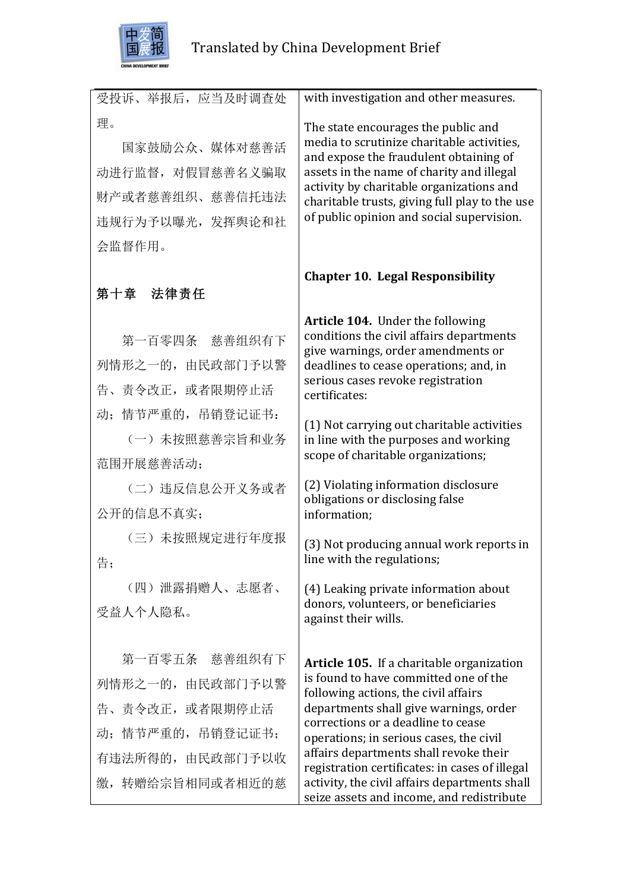| | |
|---|---|
| 受投诉、举报后，应当及时调查处理。 | with investigation and other measures. |
| 国家鼓励公众、媒体对慈善活动进行监督，对假冒慈善名义骗取财产或者慈善组织、慈善信托违法违规行为予以曝光，发挥舆论和社会监督作用。 | The state encourages the public and media to scrutinize charitable activities, and expose the fraudulent obtaining of assets in the name of charity and illegal activity by charitable organizations and charitable trusts, giving full play to the use of public opinion and social supervision. |
| **第十章　法律责任** | **Chapter 10. Legal Responsibility** |
| 第一百零四条　慈善组织有下列情形之一的，由民政部门予以警告、责令改正，或者限期停止活动；情节严重的，吊销登记证书： | **Article 104.** Under the following conditions the civil affairs departments give warnings, order amendments or deadlines to cease operations; and, in serious cases revoke registration certificates: |
| （一）未按照慈善宗旨和业务范围开展慈善活动； | (1) Not carrying out charitable activities in line with the purposes and working scope of charitable organizations; |
| （二）违反信息公开义务或者公开的信息不真实； | (2) Violating information disclosure obligations or disclosing false information; |
| （三）未按照规定进行年度报告； | (3) Not producing annual work reports in line with the regulations; |
| （四）泄露捐赠人、志愿者、受益人个人隐私。 | (4) Leaking private information about donors, volunteers, or beneficiaries against their wills. |
| 第一百零五条　慈善组织有下列情形之一的，由民政部门予以警告、责令改正，或者限期停止活动；情节严重的，吊销登记证书；有违法所得的，由民政部门予以收缴，转赠给宗旨相同或者相近的慈 | **Article 105.** If a charitable organization is found to have committed one of the following actions, the civil affairs departments shall give warnings, order corrections or a deadline to cease operations; in serious cases, the civil affairs departments shall revoke their registration certificates: in cases of illegal activity, the civil affairs departments shall seize assets and income, and redistribute |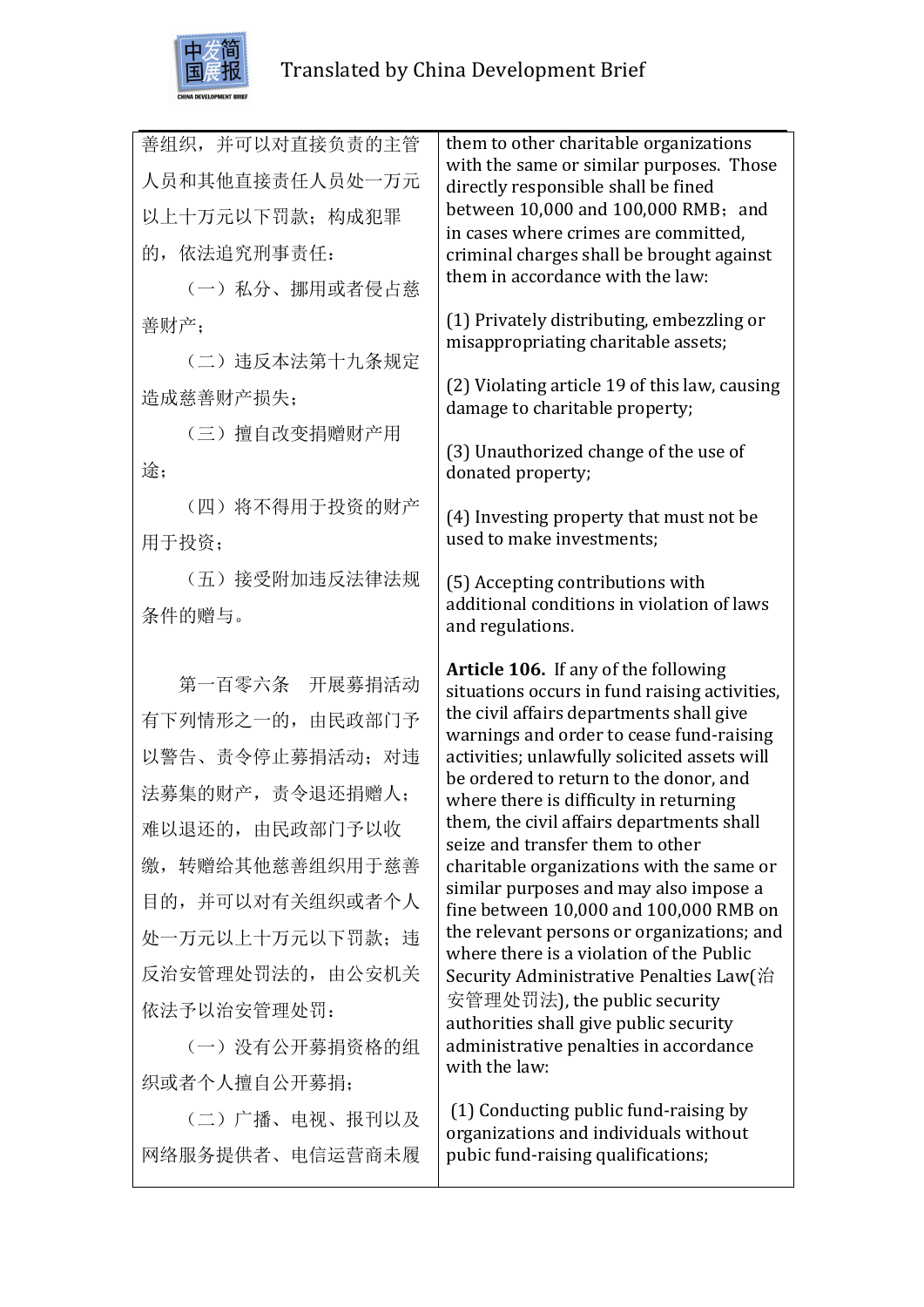| | |
|---|---|
| 善组织，并可以对直接负责的主管人员和其他直接责任人员处一万元以上十万元以下罚款；构成犯罪的，依法追究刑事责任：<br>（一）私分、挪用或者侵占慈善财产；<br>（二）违反本法第十九条规定造成慈善财产损失；<br>（三）擅自改变捐赠财产用途；<br>（四）将不得用于投资的财产用于投资；<br>（五）接受附加违反法律法规条件的赠与。 | them to other charitable organizations with the same or similar purposes. Those directly responsible shall be fined between 10,000 and 100,000 RMB；and in cases where crimes are committed, criminal charges shall be brought against them in accordance with the law:<br>(1) Privately distributing, embezzling or misappropriating charitable assets;<br>(2) Violating article 19 of this law, causing damage to charitable property;<br>(3) Unauthorized change of the use of donated property;<br>(4) Investing property that must not be used to make investments;<br>(5) Accepting contributions with additional conditions in violation of laws and regulations. |
| 第一百零六条　开展募捐活动有下列情形之一的，由民政部门予以警告、责令停止募捐活动；对违法募集的财产，责令退还捐赠人；难以退还的，由民政部门予以收缴，转赠给其他慈善组织用于慈善目的，并可以对有关组织或者个人处一万元以上十万元以下罚款；违反治安管理处罚法的，由公安机关依法予以治安管理处罚：<br>（一）没有公开募捐资格的组织或者个人擅自公开募捐；<br>（二）广播、电视、报刊以及网络服务提供者、电信运营商未履 | **Article 106.** If any of the following situations occurs in fund raising activities, the civil affairs departments shall give warnings and order to cease fund-raising activities; unlawfully solicited assets will be ordered to return to the donor, and where there is difficulty in returning them, the civil affairs departments shall seize and transfer them to other charitable organizations with the same or similar purposes and may also impose a fine between 10,000 and 100,000 RMB on the relevant persons or organizations; and where there is a violation of the Public Security Administrative Penalties Law(治安管理处罚法), the public security authorities shall give public security administrative penalties in accordance with the law:<br>(1) Conducting public fund-raising by organizations and individuals without pubic fund-raising qualifications; |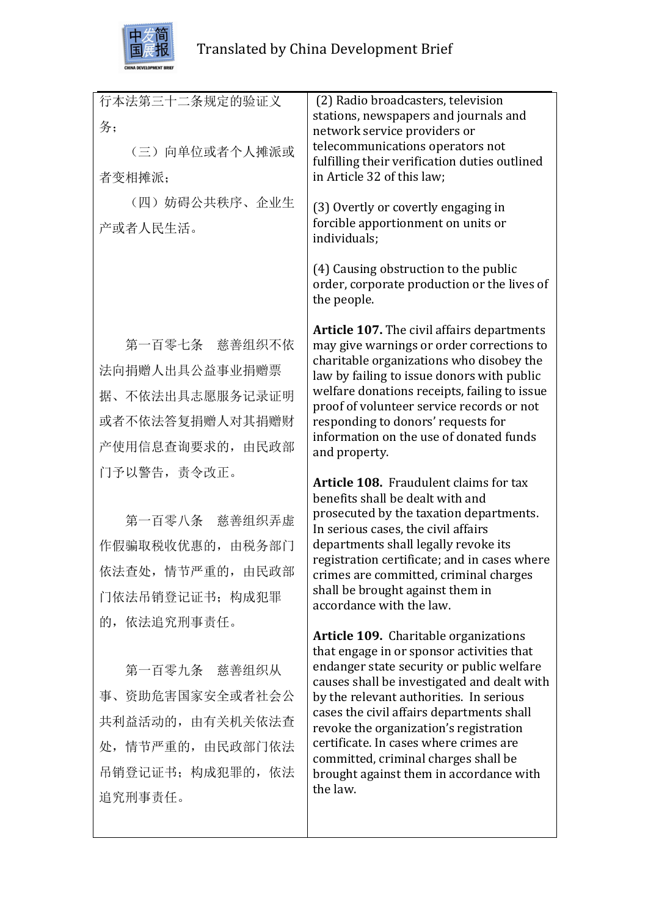| | |
|---|---|
| 行本法第三十二条规定的验证义务；<br>（三）向单位或者个人摊派或者变相摊派；<br>（四）妨碍公共秩序、企业生产或者人民生活。 | (2) Radio broadcasters, television stations, newspapers and journals and network service providers or telecommunications operators not fulfilling their verification duties outlined in Article 32 of this law;<br>(3) Overtly or covertly engaging in forcible apportionment on units or individuals;<br>(4) Causing obstruction to the public order, corporate production or the lives of the people. |
| 第一百零七条　慈善组织不依法向捐赠人出具公益事业捐赠票据、不依法出具志愿服务记录证明或者不依法答复捐赠人对其捐赠财产使用信息查询要求的，由民政部门予以警告，责令改正。 | **Article 107.** The civil affairs departments may give warnings or order corrections to charitable organizations who disobey the law by failing to issue donors with public welfare donations receipts, failing to issue proof of volunteer service records or not responding to donors' requests for information on the use of donated funds and property. |
| 第一百零八条　慈善组织弄虚作假骗取税收优惠的，由税务部门依法查处，情节严重的，由民政部门依法吊销登记证书；构成犯罪的，依法追究刑事责任。 | **Article 108.** Fraudulent claims for tax benefits shall be dealt with and prosecuted by the taxation departments. In serious cases, the civil affairs departments shall legally revoke its registration certificate; and in cases where crimes are committed, criminal charges shall be brought against them in accordance with the law. |
| 第一百零九条　慈善组织从事、资助危害国家安全或者社会公共利益活动的，由有关机关依法查处，情节严重的，由民政部门依法吊销登记证书；构成犯罪的，依法追究刑事责任。 | **Article 109.** Charitable organizations that engage in or sponsor activities that endanger state security or public welfare causes shall be investigated and dealt with by the relevant authorities. In serious cases the civil affairs departments shall revoke the organization's registration certificate. In cases where crimes are committed, criminal charges shall be brought against them in accordance with the law. |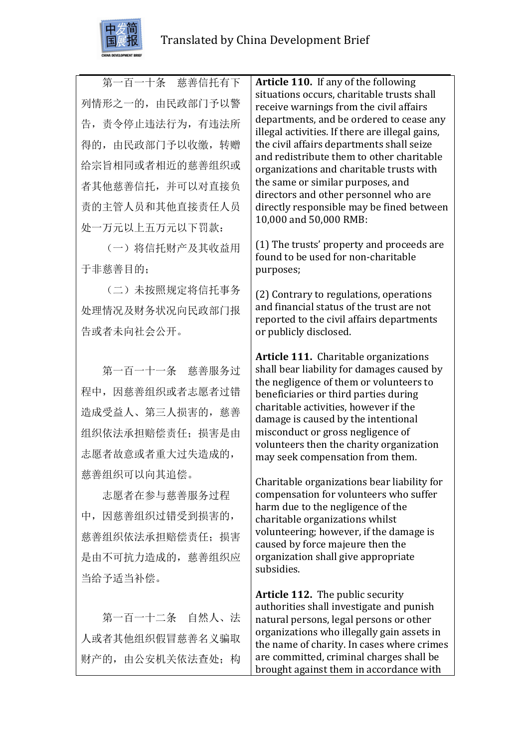| 第一百一十条　慈善信托有下列情形之一的，由民政部门予以警告，责令停止违法行为，有违法所得的，由民政部门予以收缴，转赠给宗旨相同或者相近的慈善组织或者其他慈善信托，并可以对直接负责的主管人员和其他直接责任人员处一万元以上五万元以下罚款： | **Article 110.** If any of the following situations occurs, charitable trusts shall receive warnings from the civil affairs departments, and be ordered to cease any illegal activities. If there are illegal gains, the civil affairs departments shall seize and redistribute them to other charitable organizations and charitable trusts with the same or similar purposes, and directors and other personnel who are directly responsible may be fined between 10,000 and 50,000 RMB: |
|---|---|
| （一）将信托财产及其收益用于非慈善目的； | (1) The trusts' property and proceeds are found to be used for non-charitable purposes; |
| （二）未按照规定将信托事务处理情况及财务状况向民政部门报告或者未向社会公开。 | (2) Contrary to regulations, operations and financial status of the trust are not reported to the civil affairs departments or publicly disclosed. |
| 第一百一十一条　慈善服务过程中，因慈善组织或者志愿者过错造成受益人、第三人损害的，慈善组织依法承担赔偿责任；损害是由志愿者故意或者重大过失造成的，慈善组织可以向其追偿。 | **Article 111.** Charitable organizations shall bear liability for damages caused by the negligence of them or volunteers to beneficiaries or third parties during charitable activities, however if the damage is caused by the intentional misconduct or gross negligence of volunteers then the charity organization may seek compensation from them. |
| 志愿者在参与慈善服务过程中，因慈善组织过错受到损害的，慈善组织依法承担赔偿责任；损害是由不可抗力造成的，慈善组织应当给予适当补偿。 | Charitable organizations bear liability for compensation for volunteers who suffer harm due to the negligence of the charitable organizations whilst volunteering; however, if the damage is caused by force majeure then the organization shall give appropriate subsidies. |
| 第一百一十二条　自然人、法人或者其他组织假冒慈善名义骗取财产的，由公安机关依法查处；构 | **Article 112.** The public security authorities shall investigate and punish natural persons, legal persons or other organizations who illegally gain assets in the name of charity. In cases where crimes are committed, criminal charges shall be brought against them in accordance with |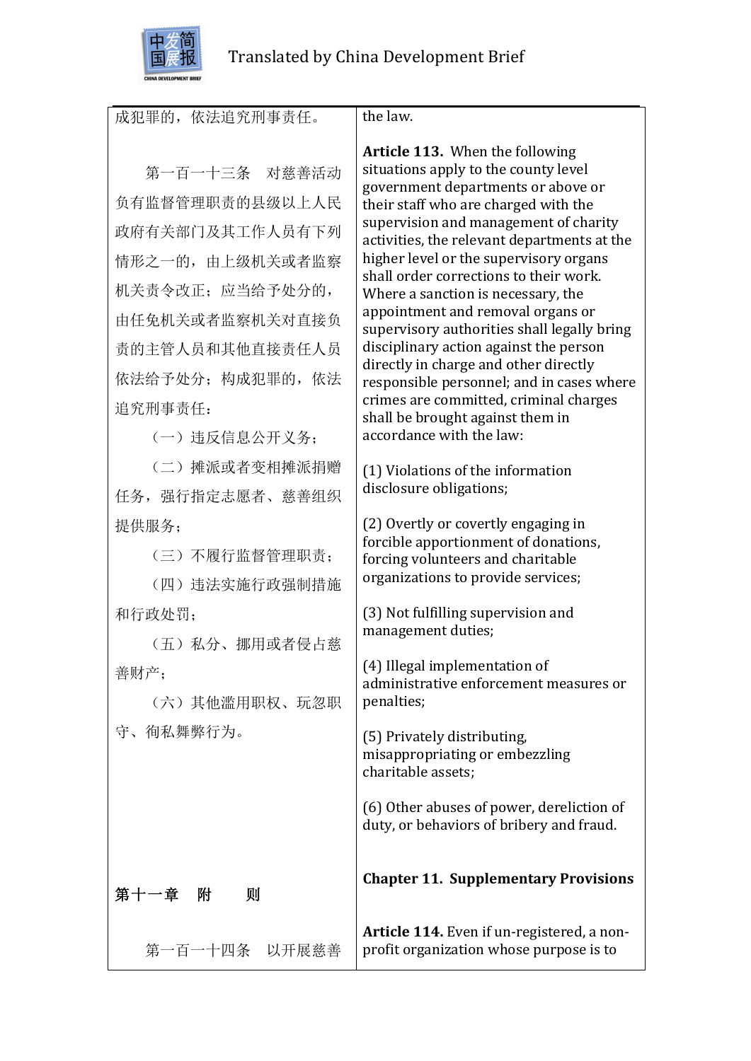| | |
|---|---|
| 成犯罪的，依法追究刑事责任。 | the law. |
| 第一百一十三条　对慈善活动负有监督管理职责的县级以上人民政府有关部门及其工作人员有下列情形之一的，由上级机关或者监察机关责令改正；应当给予处分的，由任免机关或者监察机关对直接负责的主管人员和其他直接责任人员依法给予处分；构成犯罪的，依法追究刑事责任： | **Article 113.** When the following situations apply to the county level government departments or above or their staff who are charged with the supervision and management of charity activities, the relevant departments at the higher level or the supervisory organs shall order corrections to their work. Where a sanction is necessary, the appointment and removal organs or supervisory authorities shall legally bring disciplinary action against the person directly in charge and other directly responsible personnel; and in cases where crimes are committed, criminal charges shall be brought against them in accordance with the law: |
| （一）违反信息公开义务； | (1) Violations of the information disclosure obligations; |
| （二）摊派或者变相摊派捐赠任务，强行指定志愿者、慈善组织提供服务； | (2) Overtly or covertly engaging in forcible apportionment of donations, forcing volunteers and charitable organizations to provide services; |
| （三）不履行监督管理职责； | (3) Not fulfilling supervision and management duties; |
| （四）违法实施行政强制措施和行政处罚； | (4) Illegal implementation of administrative enforcement measures or penalties; |
| （五）私分、挪用或者侵占慈善财产； | (5) Privately distributing, misappropriating or embezzling charitable assets; |
| （六）其他滥用职权、玩忽职守、徇私舞弊行为。 | (6) Other abuses of power, dereliction of duty, or behaviors of bribery and fraud. |
| **第十一章　附　　则** | **Chapter 11. Supplementary Provisions** |
| 第一百一十四条　以开展慈善 | **Article 114.** Even if un-registered, a non-profit organization whose purpose is to |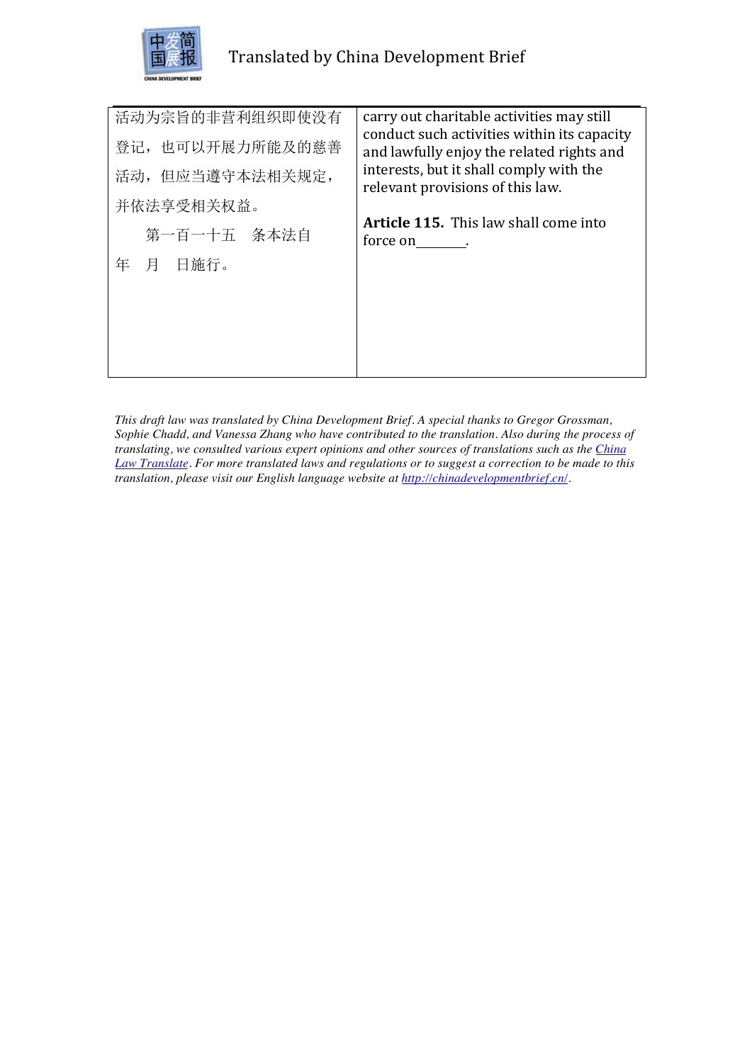| | |
|---|---|
| 活动为宗旨的非营利组织即使没有登记，也可以开展力所能及的慈善活动，但应当遵守本法相关规定，并依法享受相关权益。<br><br>第一百一十五　条本法自　年　月　日施行。 | carry out charitable activities may still conduct such activities within its capacity and lawfully enjoy the related rights and interests, but it shall comply with the relevant provisions of this law.<br><br>**Article 115.** This law shall come into force on_______. |

*This draft law was translated by China Development Brief. A special thanks to Gregor Grossman, Sophie Chadd, and Vanessa Zhang who have contributed to the translation. Also during the process of translating, we consulted various expert opinions and other sources of translations such as the China Law Translate. For more translated laws and regulations or to suggest a correction to be made to this translation, please visit our English language website at http://chinadevelopmentbrief.cn/.*